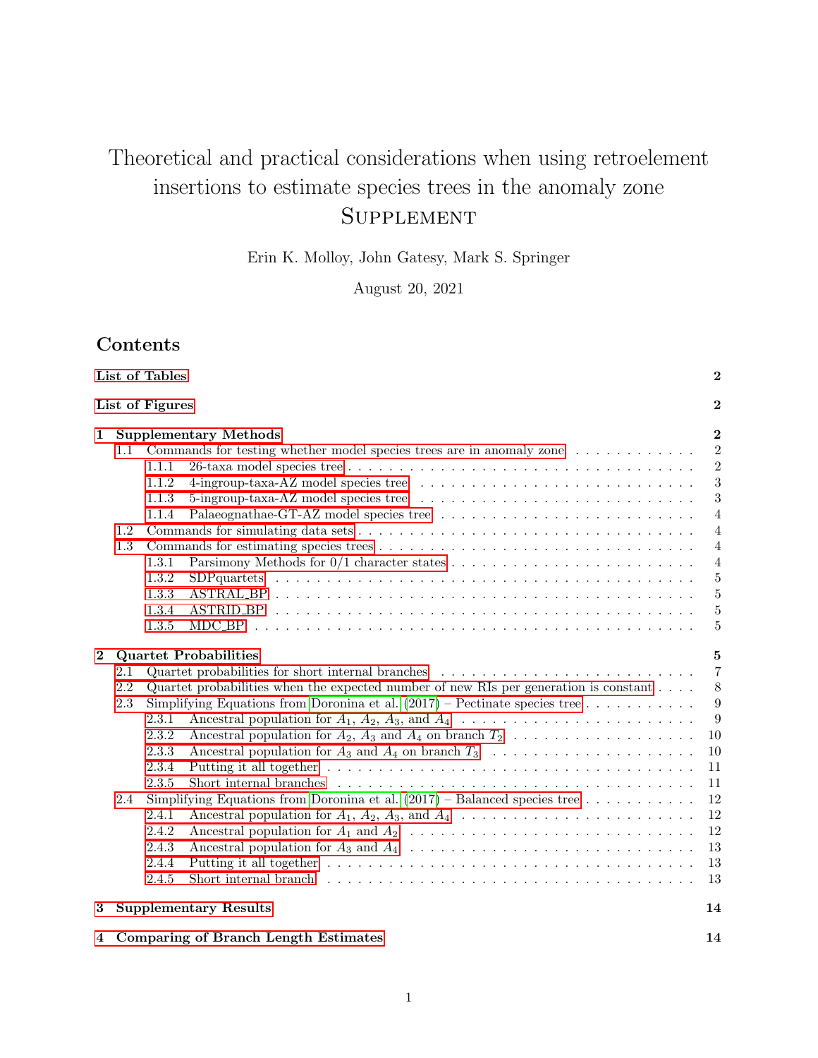# Theoretical and practical considerations when using retroelement insertions to estimate species trees in the anomaly zone

## Supplement

Erin K. Molloy, John Gatesy, Mark S. Springer

August 20, 2021

## Contents

- List of Tables — 2
- List of Figures — 2
- 1 Supplementary Methods — 2
  - 1.1 Commands for testing whether model species trees are in anomaly zone — 2
    - 1.1.1 26-taxa model species tree — 2
    - 1.1.2 4-ingroup-taxa-AZ model species tree — 3
    - 1.1.3 5-ingroup-taxa-AZ model species tree — 3
    - 1.1.4 Palaeognathae-GT-AZ model species tree — 4
  - 1.2 Commands for simulating data sets — 4
  - 1.3 Commands for estimating species trees — 4
    - 1.3.1 Parsimony Methods for 0/1 character states — 4
    - 1.3.2 SDPquartets — 5
    - 1.3.3 ASTRAL_BP — 5
    - 1.3.4 ASTRID_BP — 5
    - 1.3.5 MDC_BP — 5
- 2 Quartet Probabilities — 5
  - 2.1 Quartet probabilities for short internal branches — 7
  - 2.2 Quartet probabilities when the expected number of new RIs per generation is constant — 8
  - 2.3 Simplifying Equations from Doronina et al. (2017) – Pectinate species tree — 9
    - 2.3.1 Ancestral population for $A_1$, $A_2$, $A_3$, and $A_4$ — 9
    - 2.3.2 Ancestral population for $A_2$, $A_3$ and $A_4$ on branch $T_2$ — 10
    - 2.3.3 Ancestral population for $A_3$ and $A_4$ on branch $T_3$ — 10
    - 2.3.4 Putting it all together — 11
    - 2.3.5 Short internal branches — 11
  - 2.4 Simplifying Equations from Doronina et al. (2017) – Balanced species tree — 12
    - 2.4.1 Ancestral population for $A_1$, $A_2$, $A_3$, and $A_4$ — 12
    - 2.4.2 Ancestral population for $A_1$ and $A_2$ — 12
    - 2.4.3 Ancestral population for $A_3$ and $A_4$ — 13
    - 2.4.4 Putting it all together — 13
    - 2.4.5 Short internal branch — 13
- 3 Supplementary Results — 14
- 4 Comparing of Branch Length Estimates — 14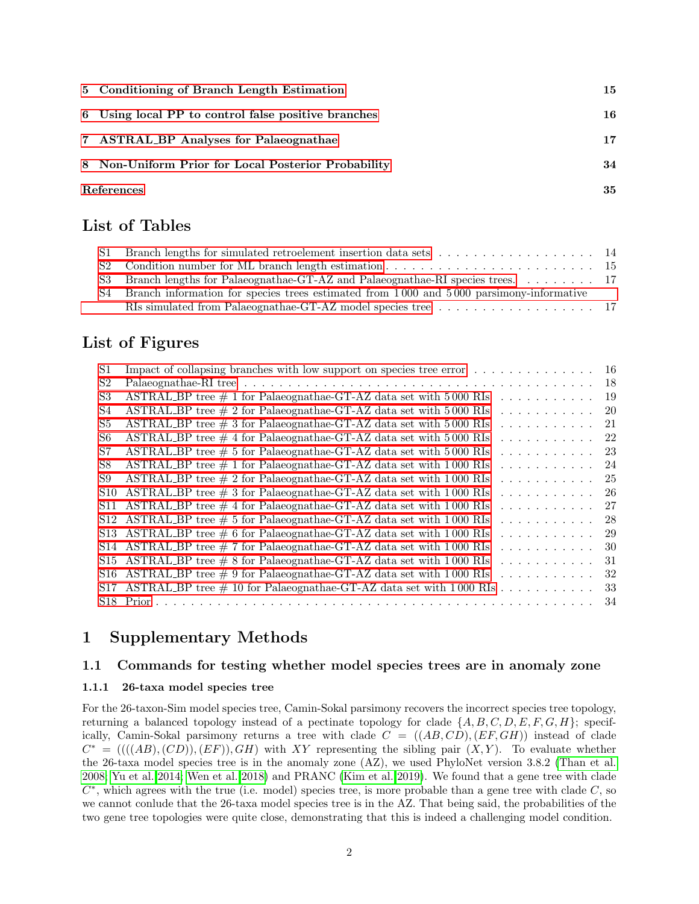5 Conditioning of Branch Length Estimation 15

6 Using local PP to control false positive branches 16

7 ASTRAL_BP Analyses for Palaeognathae 17

8 Non-Uniform Prior for Local Posterior Probability 34

References 35

## List of Tables

| | | |
|---|---|---|
| S1 | Branch lengths for simulated retroelement insertion data sets | 14 |
| S2 | Condition number for ML branch length estimation | 15 |
| S3 | Branch lengths for Palaeognathae-GT-AZ and Palaeognathae-RI species trees. | 17 |
| S4 | Branch information for species trees estimated from 1 000 and 5 000 parsimony-informative RIs simulated from Palaeognathae-GT-AZ model species tree | 17 |

## List of Figures

| | | |
|---|---|---|
| S1 | Impact of collapsing branches with low support on species tree error | 16 |
| S2 | Palaeognathae-RI tree | 18 |
| S3 | ASTRAL_BP tree # 1 for Palaeognathae-GT-AZ data set with 5 000 RIs | 19 |
| S4 | ASTRAL_BP tree # 2 for Palaeognathae-GT-AZ data set with 5 000 RIs | 20 |
| S5 | ASTRAL_BP tree # 3 for Palaeognathae-GT-AZ data set with 5 000 RIs | 21 |
| S6 | ASTRAL_BP tree # 4 for Palaeognathae-GT-AZ data set with 5 000 RIs | 22 |
| S7 | ASTRAL_BP tree # 5 for Palaeognathae-GT-AZ data set with 5 000 RIs | 23 |
| S8 | ASTRAL_BP tree # 1 for Palaeognathae-GT-AZ data set with 1 000 RIs | 24 |
| S9 | ASTRAL_BP tree # 2 for Palaeognathae-GT-AZ data set with 1 000 RIs | 25 |
| S10 | ASTRAL_BP tree # 3 for Palaeognathae-GT-AZ data set with 1 000 RIs | 26 |
| S11 | ASTRAL_BP tree # 4 for Palaeognathae-GT-AZ data set with 1 000 RIs | 27 |
| S12 | ASTRAL_BP tree # 5 for Palaeognathae-GT-AZ data set with 1 000 RIs | 28 |
| S13 | ASTRAL_BP tree # 6 for Palaeognathae-GT-AZ data set with 1 000 RIs | 29 |
| S14 | ASTRAL_BP tree # 7 for Palaeognathae-GT-AZ data set with 1 000 RIs | 30 |
| S15 | ASTRAL_BP tree # 8 for Palaeognathae-GT-AZ data set with 1 000 RIs | 31 |
| S16 | ASTRAL_BP tree # 9 for Palaeognathae-GT-AZ data set with 1 000 RIs | 32 |
| S17 | ASTRAL_BP tree # 10 for Palaeognathae-GT-AZ data set with 1 000 RIs | 33 |
| S18 | Prior | 34 |

# 1 Supplementary Methods

## 1.1 Commands for testing whether model species trees are in anomaly zone

### 1.1.1 26-taxa model species tree

For the 26-taxon-Sim model species tree, Camin-Sokal parsimony recovers the incorrect species tree topology, returning a balanced topology instead of a pectinate topology for clade $\{A, B, C, D, E, F, G, H\}$; specifically, Camin-Sokal parsimony returns a tree with clade $C = ((AB, CD), (EF, GH))$ instead of clade $C^* = ((((AB), (CD)), (EF)), GH)$ with $XY$ representing the sibling pair $(X, Y)$. To evaluate whether the 26-taxa model species tree is in the anomaly zone (AZ), we used PhyloNet version 3.8.2 (Than et al. 2008; Yu et al. 2014; Wen et al. 2018) and PRANC (Kim et al. 2019). We found that a gene tree with clade $C^*$, which agrees with the true (i.e. model) species tree, is more probable than a gene tree with clade $C$, so we cannot conlude that the 26-taxa model species tree is in the AZ. That being said, the probabilities of the two gene tree topologies were quite close, demonstrating that this is indeed a challenging model condition.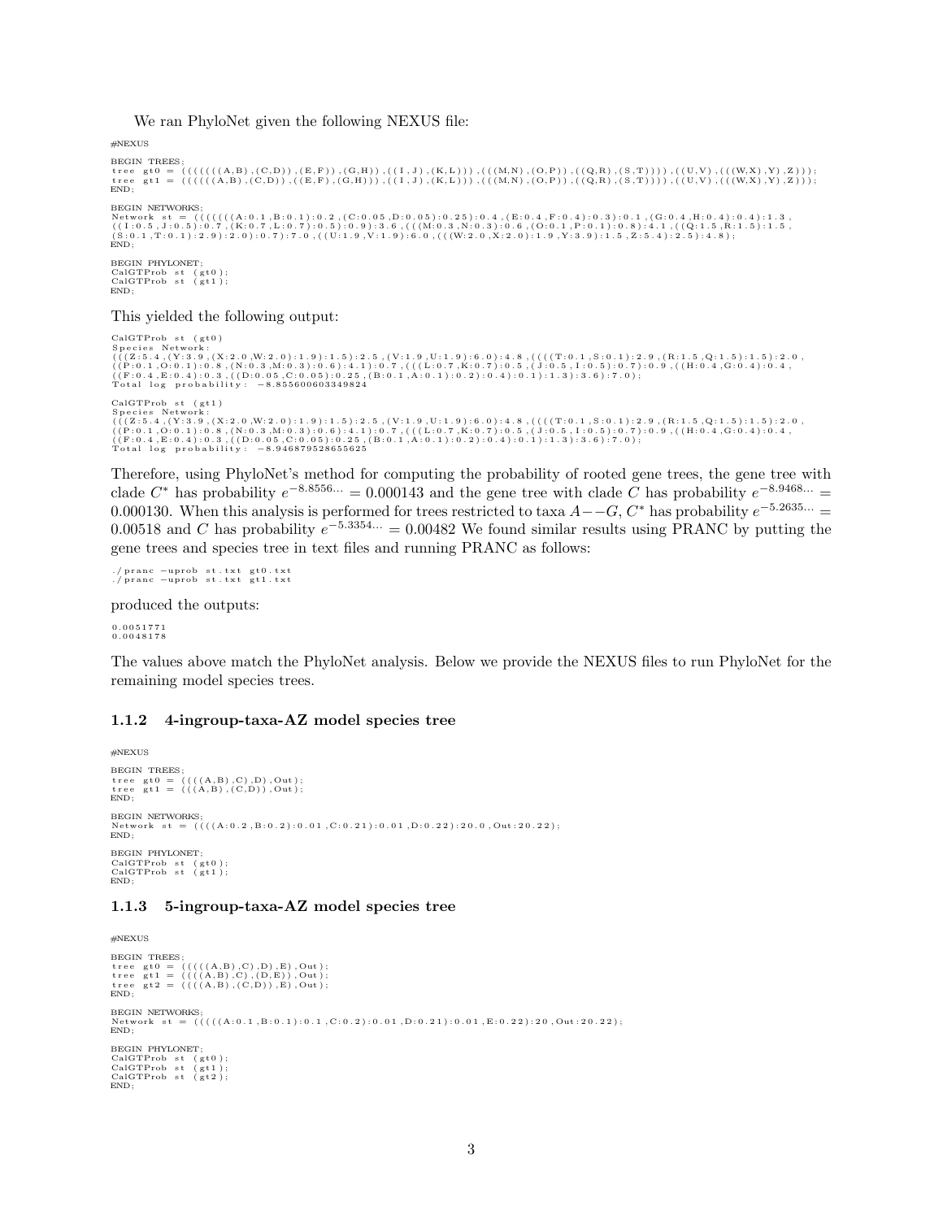We ran PhyloNet given the following NEXUS file:

```
#NEXUS

BEGIN TREES;
tree gt0 = ((((((A,B),(C,D)),(E,F)),(G,H)),((I,J),(K,L))),(((M,N),(O,P)),((Q,R),(S,T)))),((U,V),(((W,X),Y),Z)));
tree gt1 = ((((((A,B),(C,D)),((E,F),(G,H))),((I,J),(K,L))),(((M,N),(O,P)),((Q,R),(S,T)))),((U,V),(((W,X),Y),Z)));
END;

BEGIN NETWORKS;
Network st = (((((((A:0.1,B:0.1):0.2,(C:0.05,D:0.05):0.25):0.4,(E:0.4,F:0.4):0.3):0.1,(G:0.4,H:0.4):0.4):1.3,
((I:0.5,J:0.5):0.7,(K:0.7,L:0.7):0.5):0.9):3.6,(((M:0.3,N:0.3):0.6,(O:0.1,P:0.1):0.8):4.1,((Q:1.5,R:1.5):1.5,
(S:0.1,T:0.1):2.9):2.0):0.7):7.0,((U:1.9,V:1.9):6.0,(((W:2.0,X:2.0):1.9,Y:3.9):1.5,Z:5.4):2.5):4.8);
END;

BEGIN PHYLONET;
CalGTProb st (gt0);
CalGTProb st (gt1);
END;
```

This yielded the following output:

```
CalGTProb st (gt0)
Species Network:
(((Z:5.4,(Y:3.9,(X:2.0,W:2.0):1.9):1.5):2.5,(V:1.9,U:1.9):6.0):4.8,((((T:0.1,S:0.1):2.9,(R:1.5,Q:1.5):1.5):2.0,
((P:0.1,O:0.1):0.8,(N:0.3,M:0.3):0.6):4.1):0.7,(((L:0.7,K:0.7):0.5,(J:0.5,I:0.5):0.7):0.9,((H:0.4,G:0.4):0.4,
((F:0.4,E:0.4):0.3,((D:0.05,C:0.05):0.25,(B:0.1,A:0.1):0.2):0.4):0.1):1.3):3.6):7.0);
Total log probability: -8.855600603349824

CalGTProb st (gt1)
Species Network:
(((Z:5.4,(Y:3.9,(X:2.0,W:2.0):1.9):1.5):2.5,(V:1.9,U:1.9):6.0):4.8,((((T:0.1,S:0.1):2.9,(R:1.5,Q:1.5):1.5):2.0,
((P:0.1,O:0.1):0.8,(N:0.3,M:0.3):0.6):4.1):0.7,(((L:0.7,K:0.7):0.5,(J:0.5,I:0.5):0.7):0.9,((H:0.4,G:0.4):0.4,
((F:0.4,E:0.4):0.3,((D:0.05,C:0.05):0.25,(B:0.1,A:0.1):0.2):0.4):0.1):1.3):3.6):7.0);
Total log probability: -8.946879528655625
```

Therefore, using PhyloNet's method for computing the probability of rooted gene trees, the gene tree with clade $C^*$ has probability $e^{-8.8556\ldots} = 0.000143$ and the gene tree with clade $C$ has probability $e^{-8.9468\ldots} = 0.000130$. When this analysis is performed for trees restricted to taxa $A--G$, $C^*$ has probability $e^{-5.2635\ldots} = 0.00518$ and $C$ has probability $e^{-5.3354\ldots} = 0.00482$ We found similar results using PRANC by putting the gene trees and species tree in text files and running PRANC as follows:

```
./pranc -uprob st.txt gt0.txt
./pranc -uprob st.txt gt1.txt
```

produced the outputs:

```
0.0051771
0.0048178
```

The values above match the PhyloNet analysis. Below we provide the NEXUS files to run PhyloNet for the remaining model species trees.

### 1.1.2 4-ingroup-taxa-AZ model species tree

```
#NEXUS

BEGIN TREES;
tree gt0 = ((((A,B),C),D),Out);
tree gt1 = (((A,B),(C,D)),Out);
END;

BEGIN NETWORKS;
Network st = ((((A:0.2,B:0.2):0.01,C:0.21):0.01,D:0.22):20.0,Out:20.22);
END;

BEGIN PHYLONET;
CalGTProb st (gt0);
CalGTProb st (gt1);
END;
```

### 1.1.3 5-ingroup-taxa-AZ model species tree

```
#NEXUS

BEGIN TREES;
tree gt0 = (((((A,B),C),D),E),Out);
tree gt1 = ((((A,B),C),(D,E)),Out);
tree gt2 = ((((A,B),(C,D)),E),Out);
END;

BEGIN NETWORKS;
Network st = (((((A:0.1,B:0.1):0.1,C:0.2):0.01,D:0.21):0.01,E:0.22):20,Out:20.22);
END;

BEGIN PHYLONET;
CalGTProb st (gt0);
CalGTProb st (gt1);
CalGTProb st (gt2);
END;
```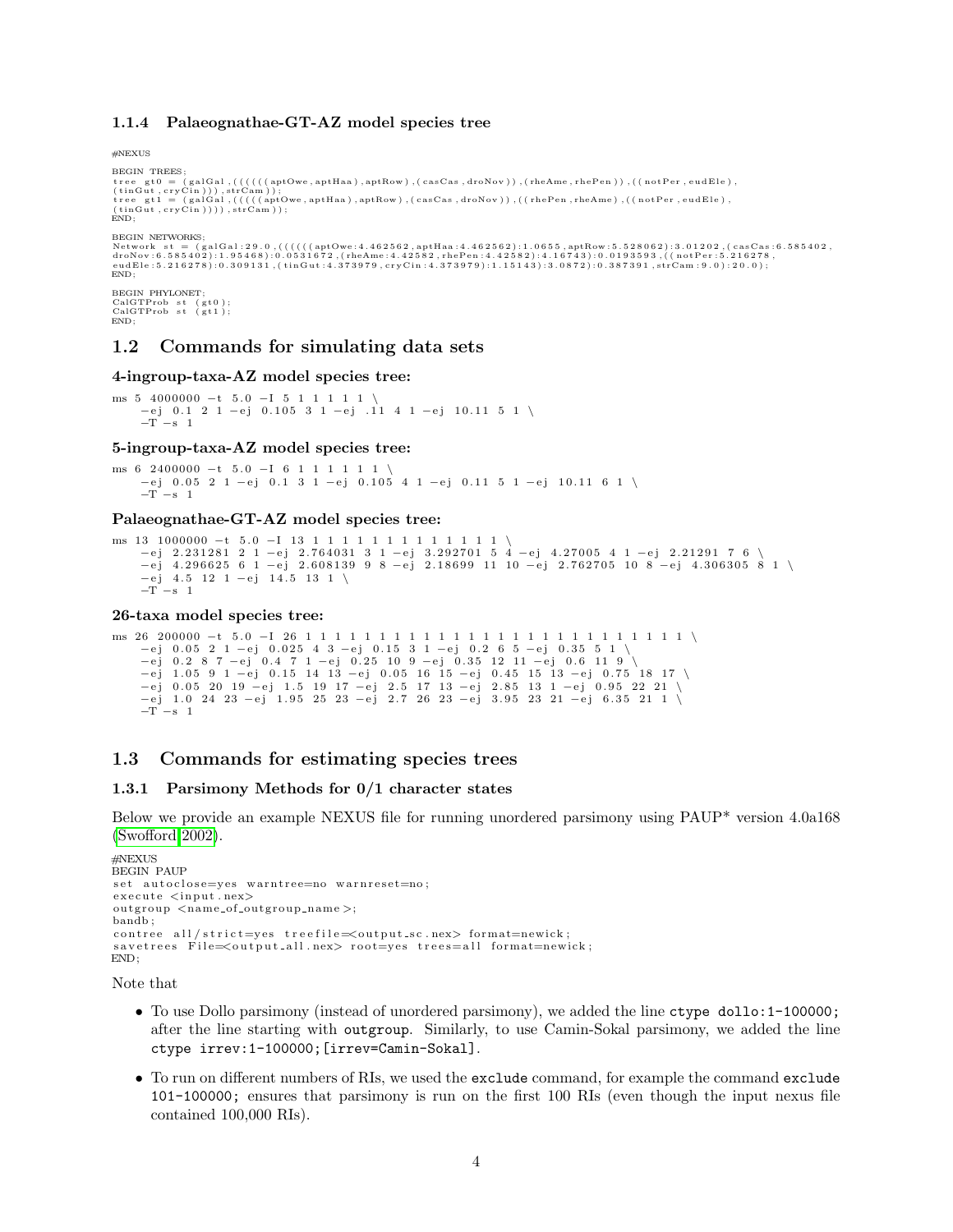### 1.1.4 Palaeognathae-GT-AZ model species tree

```
#NEXUS

BEGIN TREES;
tree gt0 = (galGal,((((((aptOwe,aptHaa),aptRow),(casCas,droNov)),(rheAme,rhePen)),((notPer,eudEle),
(tinGut,cryCin))),strCam));
tree gt1 = (galGal,(((((aptOwe,aptHaa),aptRow),(casCas,droNov)),((rhePen,rheAme),((notPer,eudEle),
(tinGut,cryCin)))),strCam));
END;

BEGIN NETWORKS;
Network st = (galGal:29.0,((((((aptOwe:4.462562,aptHaa:4.462562):1.0655,aptRow:5.528062):3.01202,(casCas:6.585402,
droNov:6.585402):1.95468):0.0531672,(rheAme:4.42582,rhePen:4.42582):4.16743):0.0193593,((notPer:5.216278,
eudEle:5.216278):0.309131,(tinGut:4.373979,cryCin:4.373979):1.15143):3.0872):0.387391,strCam:9.0):20.0);
END;

BEGIN PHYLONET;
CalGTProb st (gt0);
CalGTProb st (gt1);
END;
```

## 1.2 Commands for simulating data sets

### 4-ingroup-taxa-AZ model species tree:

```
ms 5 4000000 -t 5.0 -I 5 1 1 1 1 1 \
    -ej 0.1 2 1 -ej 0.105 3 1 -ej .11 4 1 -ej 10.11 5 1 \
    -T -s 1
```

### 5-ingroup-taxa-AZ model species tree:

```
ms 6 2400000 -t 5.0 -I 6 1 1 1 1 1 1 \
    -ej 0.05 2 1 -ej 0.1 3 1 -ej 0.105 4 1 -ej 0.11 5 1 -ej 10.11 6 1 \
    -T -s 1
```

### Palaeognathae-GT-AZ model species tree:

```
ms 13 1000000 -t 5.0 -I 13 1 1 1 1 1 1 1 1 1 1 1 1 1 \
    -ej 2.231281 2 1 -ej 2.764031 3 1 -ej 3.292701 5 4 -ej 4.27005 4 1 -ej 2.21291 7 6 \
    -ej 4.296625 6 1 -ej 2.608139 9 8 -ej 2.18699 11 10 -ej 2.762705 10 8 -ej 4.306305 8 1 \
    -ej 4.5 12 1 -ej 14.5 13 1 \
    -T -s 1
```

### 26-taxa model species tree:

```
ms 26 200000 -t 5.0 -I 26 1 1 1 1 1 1 1 1 1 1 1 1 1 1 1 1 1 1 1 1 1 1 1 1 1 1 \
    -ej 0.05 2 1 -ej 0.025 4 3 -ej 0.15 3 1 -ej 0.2 6 5 -ej 0.35 5 1 \
    -ej 0.2 8 7 -ej 0.4 7 1 -ej 0.25 10 9 -ej 0.35 12 11 -ej 0.6 11 9 \
    -ej 1.05 9 1 -ej 0.15 14 13 -ej 0.05 16 15 -ej 0.45 15 13 -ej 0.75 18 17 \
    -ej 0.05 20 19 -ej 1.5 19 17 -ej 2.5 17 13 -ej 2.85 13 1 -ej 0.95 22 21 \
    -ej 1.0 24 23 -ej 1.95 25 23 -ej 2.7 26 23 -ej 3.95 23 21 -ej 6.35 21 1 \
    -T -s 1
```

## 1.3 Commands for estimating species trees

### 1.3.1 Parsimony Methods for 0/1 character states

Below we provide an example NEXUS file for running unordered parsimony using PAUP* version 4.0a168 (Swofford 2002).

```
#NEXUS
BEGIN PAUP
set autoclose=yes warntree=no warnreset=no;
execute <input.nex>
outgroup <name_of_outgroup_name>;
bandb;
contree all/strict=yes treefile=<output_sc.nex> format=newick;
savetrees File=<output_all.nex> root=yes trees=all format=newick;
END;
```

Note that

- To use Dollo parsimony (instead of unordered parsimony), we added the line `ctype dollo:1-100000;` after the line starting with `outgroup`. Similarly, to use Camin-Sokal parsimony, we added the line `ctype irrev:1-100000;[irrev=Camin-Sokal]`.
- To run on different numbers of RIs, we used the `exclude` command, for example the command `exclude 101-100000;` ensures that parsimony is run on the first 100 RIs (even though the input nexus file contained 100,000 RIs).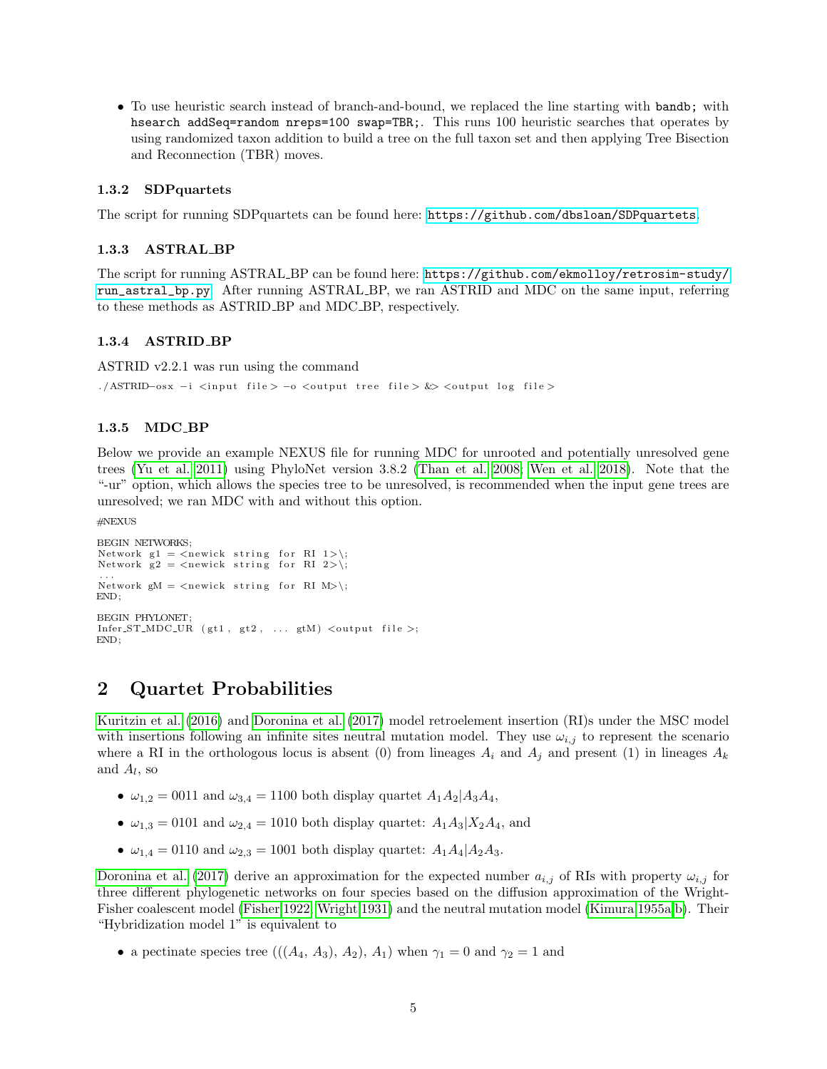- To use heuristic search instead of branch-and-bound, we replaced the line starting with `bandb;` with `hsearch addSeq=random nreps=100 swap=TBR;`. This runs 100 heuristic searches that operates by using randomized taxon addition to build a tree on the full taxon set and then applying Tree Bisection and Reconnection (TBR) moves.

### 1.3.2 SDPquartets

The script for running SDPquartets can be found here: https://github.com/dbsloan/SDPquartets.

### 1.3.3 ASTRAL_BP

The script for running ASTRAL_BP can be found here: https://github.com/ekmolloy/retrosim-study/run_astral_bp.py. After running ASTRAL_BP, we ran ASTRID and MDC on the same input, referring to these methods as ASTRID_BP and MDC_BP, respectively.

### 1.3.4 ASTRID_BP

ASTRID v2.2.1 was run using the command

```
./ASTRID-osx -i <input file> -o <output tree file> &> <output log file>
```

### 1.3.5 MDC_BP

Below we provide an example NEXUS file for running MDC for unrooted and potentially unresolved gene trees (Yu et al. 2011) using PhyloNet version 3.8.2 (Than et al. 2008; Wen et al. 2018). Note that the "-ur" option, which allows the species tree to be unresolved, is recommended when the input gene trees are unresolved; we ran MDC with and without this option.

```
#NEXUS

BEGIN NETWORKS;
Network g1 = <newick string for RI 1>\;
Network g2 = <newick string for RI 2>\;
...
Network gM = <newick string for RI M>\;
END;

BEGIN PHYLONET;
Infer_ST_MDC_UR (gt1, gt2, ... gtM) <output file>;
END;
```

## 2 Quartet Probabilities

Kuritzin et al. (2016) and Doronina et al. (2017) model retroelement insertion (RI)s under the MSC model with insertions following an infinite sites neutral mutation model. They use $\omega_{i,j}$ to represent the scenario where a RI in the orthologous locus is absent (0) from lineages $A_i$ and $A_j$ and present (1) in lineages $A_k$ and $A_l$, so

- $\omega_{1,2} = 0011$ and $\omega_{3,4} = 1100$ both display quartet $A_1A_2|A_3A_4$,
- $\omega_{1,3} = 0101$ and $\omega_{2,4} = 1010$ both display quartet: $A_1A_3|X_2A_4$, and
- $\omega_{1,4} = 0110$ and $\omega_{2,3} = 1001$ both display quartet: $A_1A_4|A_2A_3$.

Doronina et al. (2017) derive an approximation for the expected number $a_{i,j}$ of RIs with property $\omega_{i,j}$ for three different phylogenetic networks on four species based on the diffusion approximation of the Wright-Fisher coalescent model (Fisher 1922; Wright 1931) and the neutral mutation model (Kimura 1955a,b). Their "Hybridization model 1" is equivalent to

- a pectinate species tree $(((A_4, A_3), A_2), A_1)$ when $\gamma_1 = 0$ and $\gamma_2 = 1$ and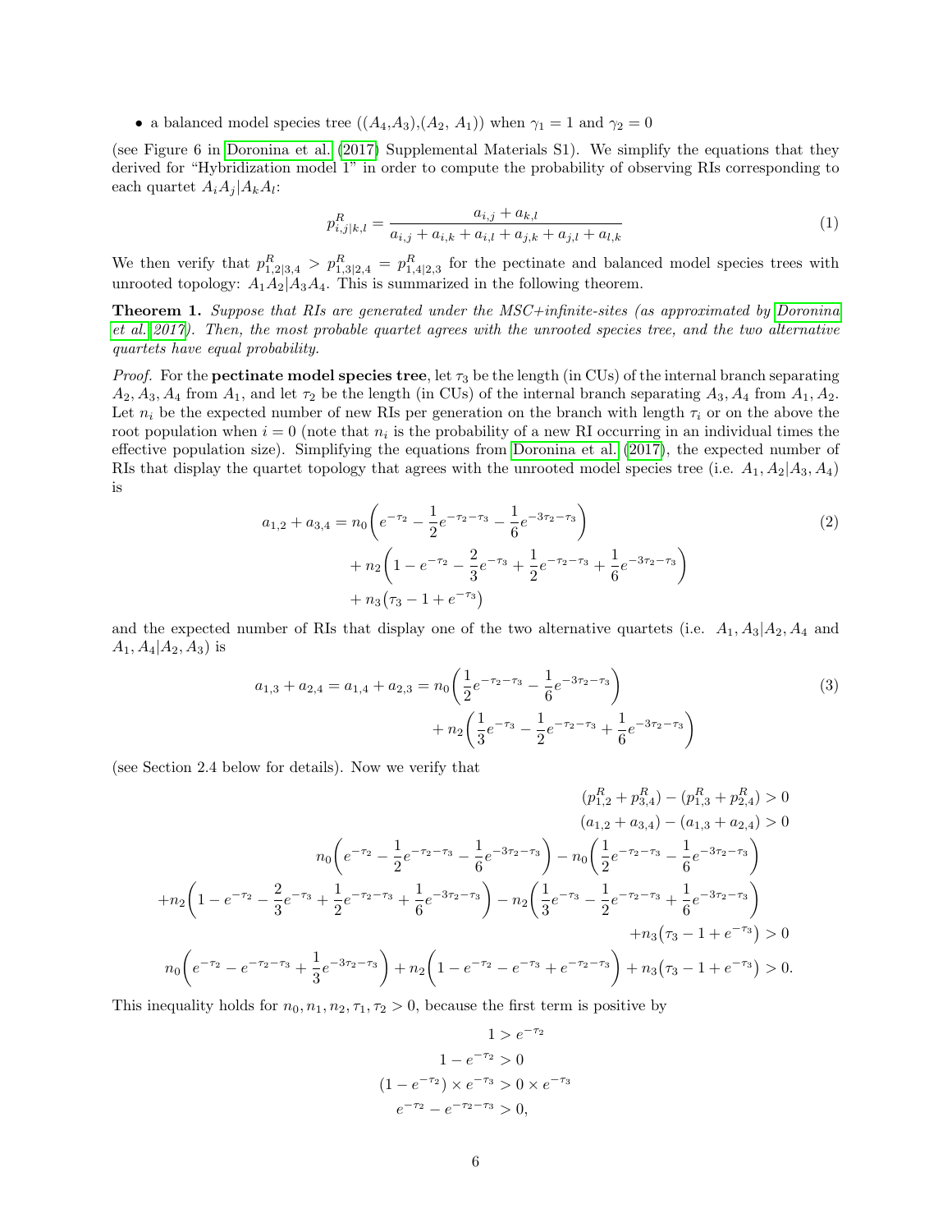- a balanced model species tree (($A_4$,$A_3$),($A_2$, $A_1$)) when $\gamma_1 = 1$ and $\gamma_2 = 0$

(see Figure 6 in Doronina et al. (2017) Supplemental Materials S1). We simplify the equations that they derived for "Hybridization model 1" in order to compute the probability of observing RIs corresponding to each quartet $A_iA_j|A_kA_l$:

$$p^R_{i,j|k,l} = \frac{a_{i,j} + a_{k,l}}{a_{i,j} + a_{i,k} + a_{i,l} + a_{j,k} + a_{j,l} + a_{l,k}} \tag{1}$$

We then verify that $p^R_{1,2|3,4} > p^R_{1,3|2,4} = p^R_{1,4|2,3}$ for the pectinate and balanced model species trees with unrooted topology: $A_1A_2|A_3A_4$. This is summarized in the following theorem.

**Theorem 1.** *Suppose that RIs are generated under the MSC+infinite-sites (as approximated by Doronina et al. 2017). Then, the most probable quartet agrees with the unrooted species tree, and the two alternative quartets have equal probability.*

*Proof.* For the **pectinate model species tree**, let $\tau_3$ be the length (in CUs) of the internal branch separating $A_2, A_3, A_4$ from $A_1$, and let $\tau_2$ be the length (in CUs) of the internal branch separating $A_3, A_4$ from $A_1, A_2$. Let $n_i$ be the expected number of new RIs per generation on the branch with length $\tau_i$ or on the above the root population when $i = 0$ (note that $n_i$ is the probability of a new RI occurring in an individual times the effective population size). Simplifying the equations from Doronina et al. (2017), the expected number of RIs that display the quartet topology that agrees with the unrooted model species tree (i.e. $A_1, A_2|A_3, A_4$) is

$$\begin{aligned} a_{1,2} + a_{3,4} = n_0\bigg(e^{-\tau_2} - \frac{1}{2}e^{-\tau_2-\tau_3} - \frac{1}{6}e^{-3\tau_2-\tau_3}\bigg) \\ + n_2\bigg(1 - e^{-\tau_2} - \frac{2}{3}e^{-\tau_3} + \frac{1}{2}e^{-\tau_2-\tau_3} + \frac{1}{6}e^{-3\tau_2-\tau_3}\bigg) \\ + n_3\big(\tau_3 - 1 + e^{-\tau_3}\big) \end{aligned} \tag{2}$$

and the expected number of RIs that display one of the two alternative quartets (i.e. $A_1, A_3|A_2, A_4$ and $A_1, A_4|A_2, A_3$) is

$$\begin{aligned} a_{1,3} + a_{2,4} = a_{1,4} + a_{2,3} = n_0\bigg(\frac{1}{2}e^{-\tau_2-\tau_3} - \frac{1}{6}e^{-3\tau_2-\tau_3}\bigg) \\ + n_2\bigg(\frac{1}{3}e^{-\tau_3} - \frac{1}{2}e^{-\tau_2-\tau_3} + \frac{1}{6}e^{-3\tau_2-\tau_3}\bigg) \end{aligned} \tag{3}$$

(see Section 2.4 below for details). Now we verify that

$$\begin{aligned} (p^R_{1,2} + p^R_{3,4}) - (p^R_{1,3} + p^R_{2,4}) > 0 \\ (a_{1,2} + a_{3,4}) - (a_{1,3} + a_{2,4}) > 0 \\ n_0\bigg(e^{-\tau_2} - \frac{1}{2}e^{-\tau_2-\tau_3} - \frac{1}{6}e^{-3\tau_2-\tau_3}\bigg) - n_0\bigg(\frac{1}{2}e^{-\tau_2-\tau_3} - \frac{1}{6}e^{-3\tau_2-\tau_3}\bigg) \\ +n_2\bigg(1 - e^{-\tau_2} - \frac{2}{3}e^{-\tau_3} + \frac{1}{2}e^{-\tau_2-\tau_3} + \frac{1}{6}e^{-3\tau_2-\tau_3}\bigg) - n_2\bigg(\frac{1}{3}e^{-\tau_3} - \frac{1}{2}e^{-\tau_2-\tau_3} + \frac{1}{6}e^{-3\tau_2-\tau_3}\bigg) \\ +n_3\big(\tau_3 - 1 + e^{-\tau_3}\big) > 0 \\ n_0\bigg(e^{-\tau_2} - e^{-\tau_2-\tau_3} + \frac{1}{3}e^{-3\tau_2-\tau_3}\bigg) + n_2\bigg(1 - e^{-\tau_2} - e^{-\tau_3} + e^{-\tau_2-\tau_3}\bigg) + n_3\big(\tau_3 - 1 + e^{-\tau_3}\big) > 0. \end{aligned}$$

This inequality holds for $n_0, n_1, n_2, \tau_1, \tau_2 > 0$, because the first term is positive by

$$\begin{aligned} 1 > e^{-\tau_2} \\ 1 - e^{-\tau_2} > 0 \\ (1 - e^{-\tau_2}) \times e^{-\tau_3} > 0 \times e^{-\tau_3} \\ e^{-\tau_2} - e^{-\tau_2-\tau_3} > 0, \end{aligned}$$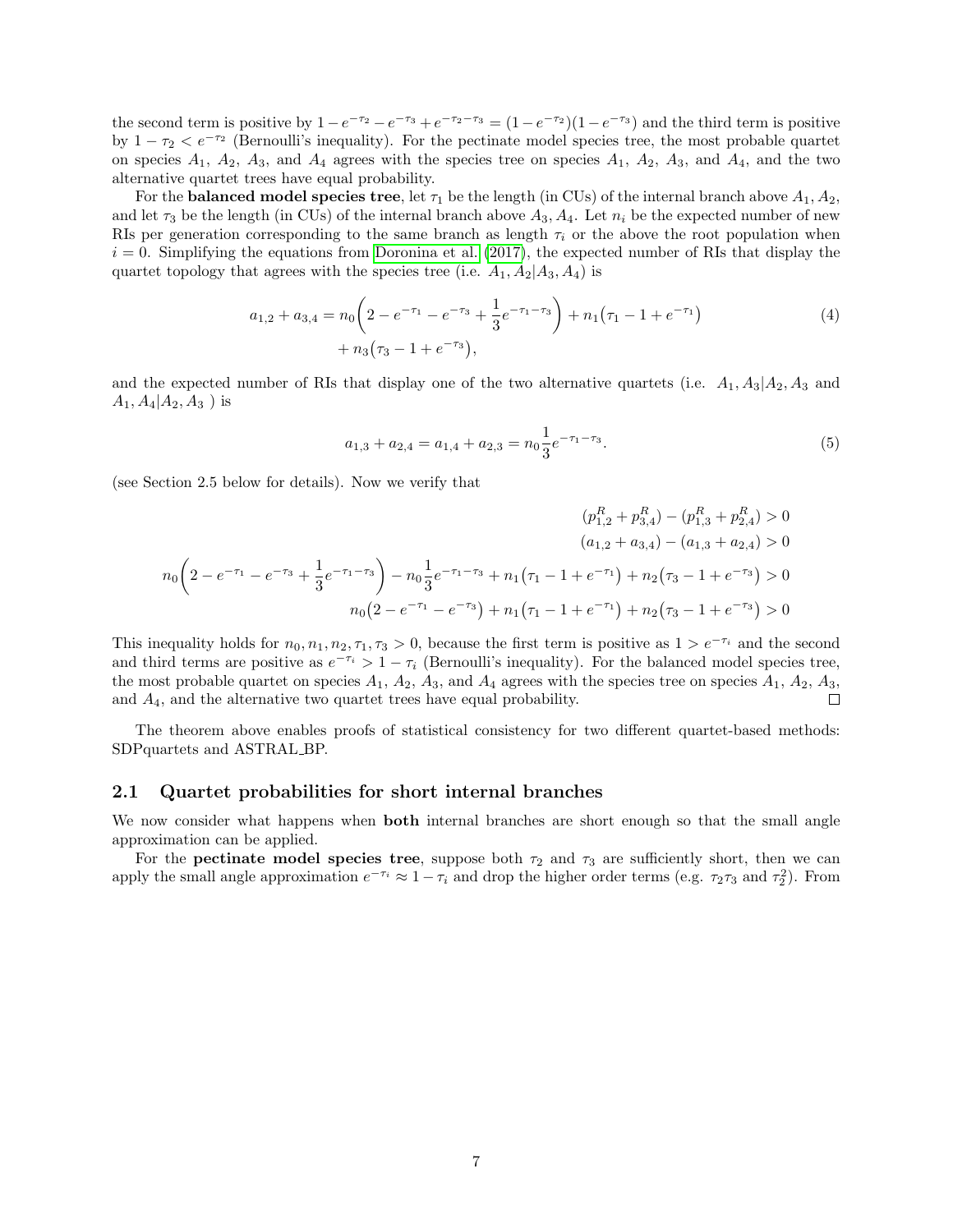the second term is positive by $1 - e^{-\tau_2} - e^{-\tau_3} + e^{-\tau_2 - \tau_3} = (1 - e^{-\tau_2})(1 - e^{-\tau_3})$ and the third term is positive by $1 - \tau_2 < e^{-\tau_2}$ (Bernoulli's inequality). For the pectinate model species tree, the most probable quartet on species $A_1$, $A_2$, $A_3$, and $A_4$ agrees with the species tree on species $A_1$, $A_2$, $A_3$, and $A_4$, and the two alternative quartet trees have equal probability.

For the **balanced model species tree**, let $\tau_1$ be the length (in CUs) of the internal branch above $A_1, A_2$, and let $\tau_3$ be the length (in CUs) of the internal branch above $A_3, A_4$. Let $n_i$ be the expected number of new RIs per generation corresponding to the same branch as length $\tau_i$ or the above the root population when $i = 0$. Simplifying the equations from Doronina et al. (2017), the expected number of RIs that display the quartet topology that agrees with the species tree (i.e. $A_1, A_2|A_3, A_4$) is

$$
\begin{aligned}
a_{1,2} + a_{3,4} = n_0\left(2 - e^{-\tau_1} - e^{-\tau_3} + \frac{1}{3}e^{-\tau_1-\tau_3}\right) + n_1\left(\tau_1 - 1 + e^{-\tau_1}\right) \\
+ n_3\left(\tau_3 - 1 + e^{-\tau_3}\right),
\end{aligned} \tag{4}
$$

and the expected number of RIs that display one of the two alternative quartets (i.e. $A_1, A_3|A_2, A_3$ and $A_1, A_4|A_2, A_3$ ) is

$$
a_{1,3} + a_{2,4} = a_{1,4} + a_{2,3} = n_0\frac{1}{3}e^{-\tau_1-\tau_3}. \tag{5}
$$

(see Section 2.5 below for details). Now we verify that

$$
\begin{aligned}
(p^R_{1,2} + p^R_{3,4}) - (p^R_{1,3} + p^R_{2,4}) > 0 \\
(a_{1,2} + a_{3,4}) - (a_{1,3} + a_{2,4}) > 0 \\
n_0\left(2 - e^{-\tau_1} - e^{-\tau_3} + \frac{1}{3}e^{-\tau_1-\tau_3}\right) - n_0\frac{1}{3}e^{-\tau_1-\tau_3} + n_1\left(\tau_1 - 1 + e^{-\tau_1}\right) + n_2\left(\tau_3 - 1 + e^{-\tau_3}\right) > 0 \\
n_0\left(2 - e^{-\tau_1} - e^{-\tau_3}\right) + n_1\left(\tau_1 - 1 + e^{-\tau_1}\right) + n_2\left(\tau_3 - 1 + e^{-\tau_3}\right) > 0
\end{aligned}
$$

This inequality holds for $n_0, n_1, n_2, \tau_1, \tau_3 > 0$, because the first term is positive as $1 > e^{-\tau_i}$ and the second and third terms are positive as $e^{-\tau_i} > 1 - \tau_i$ (Bernoulli's inequality). For the balanced model species tree, the most probable quartet on species $A_1$, $A_2$, $A_3$, and $A_4$ agrees with the species tree on species $A_1$, $A_2$, $A_3$, and $A_4$, and the alternative two quartet trees have equal probability. □

The theorem above enables proofs of statistical consistency for two different quartet-based methods: SDPquartets and ASTRAL_BP.

## 2.1 Quartet probabilities for short internal branches

We now consider what happens when **both** internal branches are short enough so that the small angle approximation can be applied.

For the **pectinate model species tree**, suppose both $\tau_2$ and $\tau_3$ are sufficiently short, then we can apply the small angle approximation $e^{-\tau_i} \approx 1 - \tau_i$ and drop the higher order terms (e.g. $\tau_2\tau_3$ and $\tau_2^2$). From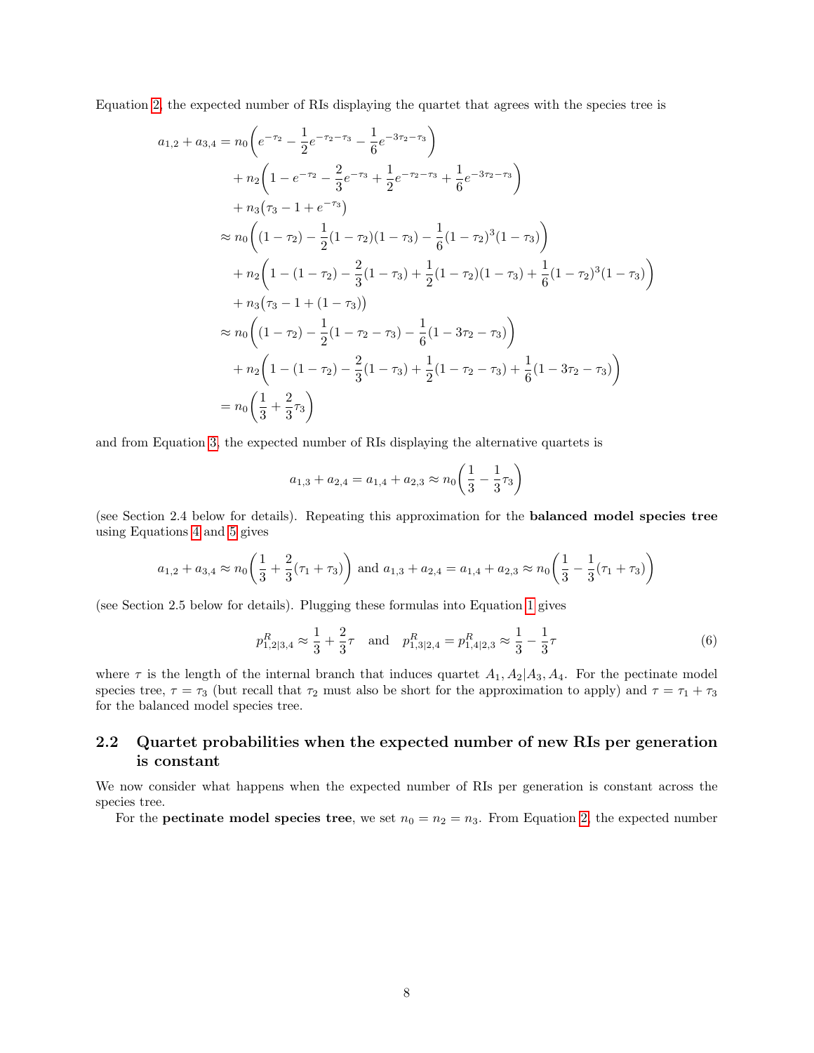Equation 2, the expected number of RIs displaying the quartet that agrees with the species tree is

$$
\begin{aligned}
a_{1,2} + a_{3,4} &= n_0\bigg(e^{-\tau_2} - \frac{1}{2}e^{-\tau_2-\tau_3} - \frac{1}{6}e^{-3\tau_2-\tau_3}\bigg) \\
&\quad + n_2\bigg(1 - e^{-\tau_2} - \frac{2}{3}e^{-\tau_3} + \frac{1}{2}e^{-\tau_2-\tau_3} + \frac{1}{6}e^{-3\tau_2-\tau_3}\bigg) \\
&\quad + n_3\big(\tau_3 - 1 + e^{-\tau_3}\big) \\
&\approx n_0\bigg((1-\tau_2) - \frac{1}{2}(1-\tau_2)(1-\tau_3) - \frac{1}{6}(1-\tau_2)^3(1-\tau_3)\bigg) \\
&\quad + n_2\bigg(1 - (1-\tau_2) - \frac{2}{3}(1-\tau_3) + \frac{1}{2}(1-\tau_2)(1-\tau_3) + \frac{1}{6}(1-\tau_2)^3(1-\tau_3)\bigg) \\
&\quad + n_3\big(\tau_3 - 1 + (1-\tau_3)\big) \\
&\approx n_0\bigg((1-\tau_2) - \frac{1}{2}(1-\tau_2-\tau_3) - \frac{1}{6}(1-3\tau_2-\tau_3)\bigg) \\
&\quad + n_2\bigg(1 - (1-\tau_2) - \frac{2}{3}(1-\tau_3) + \frac{1}{2}(1-\tau_2-\tau_3) + \frac{1}{6}(1-3\tau_2-\tau_3)\bigg) \\
&= n_0\bigg(\frac{1}{3} + \frac{2}{3}\tau_3\bigg)
\end{aligned}
$$

and from Equation 3, the expected number of RIs displaying the alternative quartets is

$$
a_{1,3} + a_{2,4} = a_{1,4} + a_{2,3} \approx n_0\bigg(\frac{1}{3} - \frac{1}{3}\tau_3\bigg)
$$

(see Section 2.4 below for details). Repeating this approximation for the **balanced model species tree** using Equations 4 and 5 gives

$$
a_{1,2} + a_{3,4} \approx n_0\bigg(\frac{1}{3} + \frac{2}{3}(\tau_1 + \tau_3)\bigg) \text{ and } a_{1,3} + a_{2,4} = a_{1,4} + a_{2,3} \approx n_0\bigg(\frac{1}{3} - \frac{1}{3}(\tau_1 + \tau_3)\bigg)
$$

(see Section 2.5 below for details). Plugging these formulas into Equation 1 gives

$$
p^R_{1,2|3,4} \approx \frac{1}{3} + \frac{2}{3}\tau \quad \text{and} \quad p^R_{1,3|2,4} = p^R_{1,4|2,3} \approx \frac{1}{3} - \frac{1}{3}\tau \tag{6}
$$

where $\tau$ is the length of the internal branch that induces quartet $A_1, A_2|A_3, A_4$. For the pectinate model species tree, $\tau = \tau_3$ (but recall that $\tau_2$ must also be short for the approximation to apply) and $\tau = \tau_1 + \tau_3$ for the balanced model species tree.

## 2.2 Quartet probabilities when the expected number of new RIs per generation is constant

We now consider what happens when the expected number of RIs per generation is constant across the species tree.

For the **pectinate model species tree**, we set $n_0 = n_2 = n_3$. From Equation 2, the expected number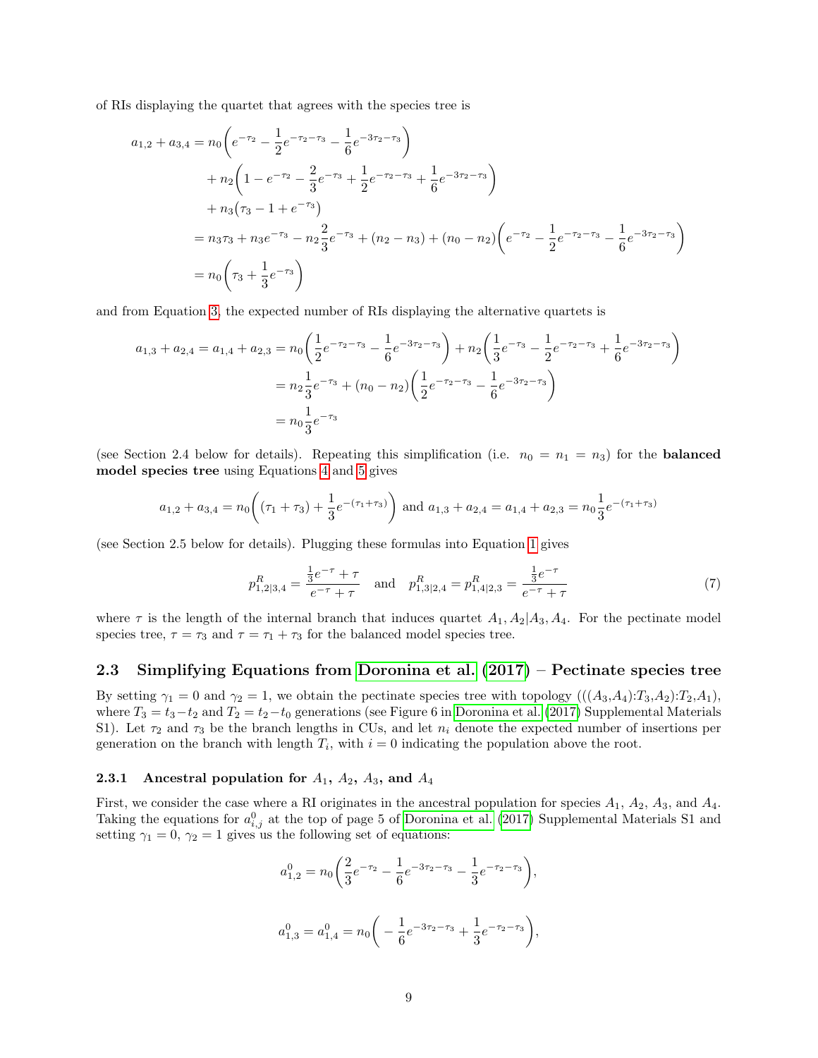of RIs displaying the quartet that agrees with the species tree is

$$
\begin{aligned}
a_{1,2} + a_{3,4} &= n_0\bigg(e^{-\tau_2} - \frac{1}{2}e^{-\tau_2-\tau_3} - \frac{1}{6}e^{-3\tau_2-\tau_3}\bigg) \\
&\quad + n_2\bigg(1 - e^{-\tau_2} - \frac{2}{3}e^{-\tau_3} + \frac{1}{2}e^{-\tau_2-\tau_3} + \frac{1}{6}e^{-3\tau_2-\tau_3}\bigg) \\
&\quad + n_3\big(\tau_3 - 1 + e^{-\tau_3}\big) \\
&= n_3\tau_3 + n_3 e^{-\tau_3} - n_2\frac{2}{3}e^{-\tau_3} + (n_2 - n_3) + (n_0 - n_2)\bigg(e^{-\tau_2} - \frac{1}{2}e^{-\tau_2-\tau_3} - \frac{1}{6}e^{-3\tau_2-\tau_3}\bigg) \\
&= n_0\bigg(\tau_3 + \frac{1}{3}e^{-\tau_3}\bigg)
\end{aligned}
$$

and from Equation 3, the expected number of RIs displaying the alternative quartets is

$$
\begin{aligned}
a_{1,3} + a_{2,4} = a_{1,4} + a_{2,3} &= n_0\bigg(\frac{1}{2}e^{-\tau_2-\tau_3} - \frac{1}{6}e^{-3\tau_2-\tau_3}\bigg) + n_2\bigg(\frac{1}{3}e^{-\tau_3} - \frac{1}{2}e^{-\tau_2-\tau_3} + \frac{1}{6}e^{-3\tau_2-\tau_3}\bigg) \\
&= n_2\frac{1}{3}e^{-\tau_3} + (n_0 - n_2)\bigg(\frac{1}{2}e^{-\tau_2-\tau_3} - \frac{1}{6}e^{-3\tau_2-\tau_3}\bigg) \\
&= n_0\frac{1}{3}e^{-\tau_3}
\end{aligned}
$$

(see Section 2.4 below for details). Repeating this simplification (i.e. $n_0 = n_1 = n_3$) for the **balanced model species tree** using Equations 4 and 5 gives

$$
a_{1,2} + a_{3,4} = n_0\bigg((\tau_1 + \tau_3) + \frac{1}{3}e^{-(\tau_1+\tau_3)}\bigg) \text{ and } a_{1,3} + a_{2,4} = a_{1,4} + a_{2,3} = n_0\frac{1}{3}e^{-(\tau_1+\tau_3)}
$$

(see Section 2.5 below for details). Plugging these formulas into Equation 1 gives

$$
p^R_{1,2|3,4} = \frac{\frac{1}{3}e^{-\tau} + \tau}{e^{-\tau} + \tau} \quad \text{and} \quad p^R_{1,3|2,4} = p^R_{1,4|2,3} = \frac{\frac{1}{3}e^{-\tau}}{e^{-\tau} + \tau} \tag{7}
$$

where $\tau$ is the length of the internal branch that induces quartet $A_1, A_2|A_3, A_4$. For the pectinate model species tree, $\tau = \tau_3$ and $\tau = \tau_1 + \tau_3$ for the balanced model species tree.

## 2.3 Simplifying Equations from Doronina et al. (2017) – Pectinate species tree

By setting $\gamma_1 = 0$ and $\gamma_2 = 1$, we obtain the pectinate species tree with topology $(((A_3,A_4){:}T_3,A_2){:}T_2,A_1)$, where $T_3 = t_3 - t_2$ and $T_2 = t_2 - t_0$ generations (see Figure 6 in Doronina et al. (2017) Supplemental Materials S1). Let $\tau_2$ and $\tau_3$ be the branch lengths in CUs, and let $n_i$ denote the expected number of insertions per generation on the branch with length $T_i$, with $i = 0$ indicating the population above the root.

### 2.3.1 Ancestral population for $A_1$, $A_2$, $A_3$, and $A_4$

First, we consider the case where a RI originates in the ancestral population for species $A_1$, $A_2$, $A_3$, and $A_4$. Taking the equations for $a^0_{i,j}$ at the top of page 5 of Doronina et al. (2017) Supplemental Materials S1 and setting $\gamma_1 = 0$, $\gamma_2 = 1$ gives us the following set of equations:

$$
a^0_{1,2} = n_0\bigg(\frac{2}{3}e^{-\tau_2} - \frac{1}{6}e^{-3\tau_2-\tau_3} - \frac{1}{3}e^{-\tau_2-\tau_3}\bigg),
$$

$$
a^0_{1,3} = a^0_{1,4} = n_0\bigg(-\frac{1}{6}e^{-3\tau_2-\tau_3} + \frac{1}{3}e^{-\tau_2-\tau_3}\bigg),
$$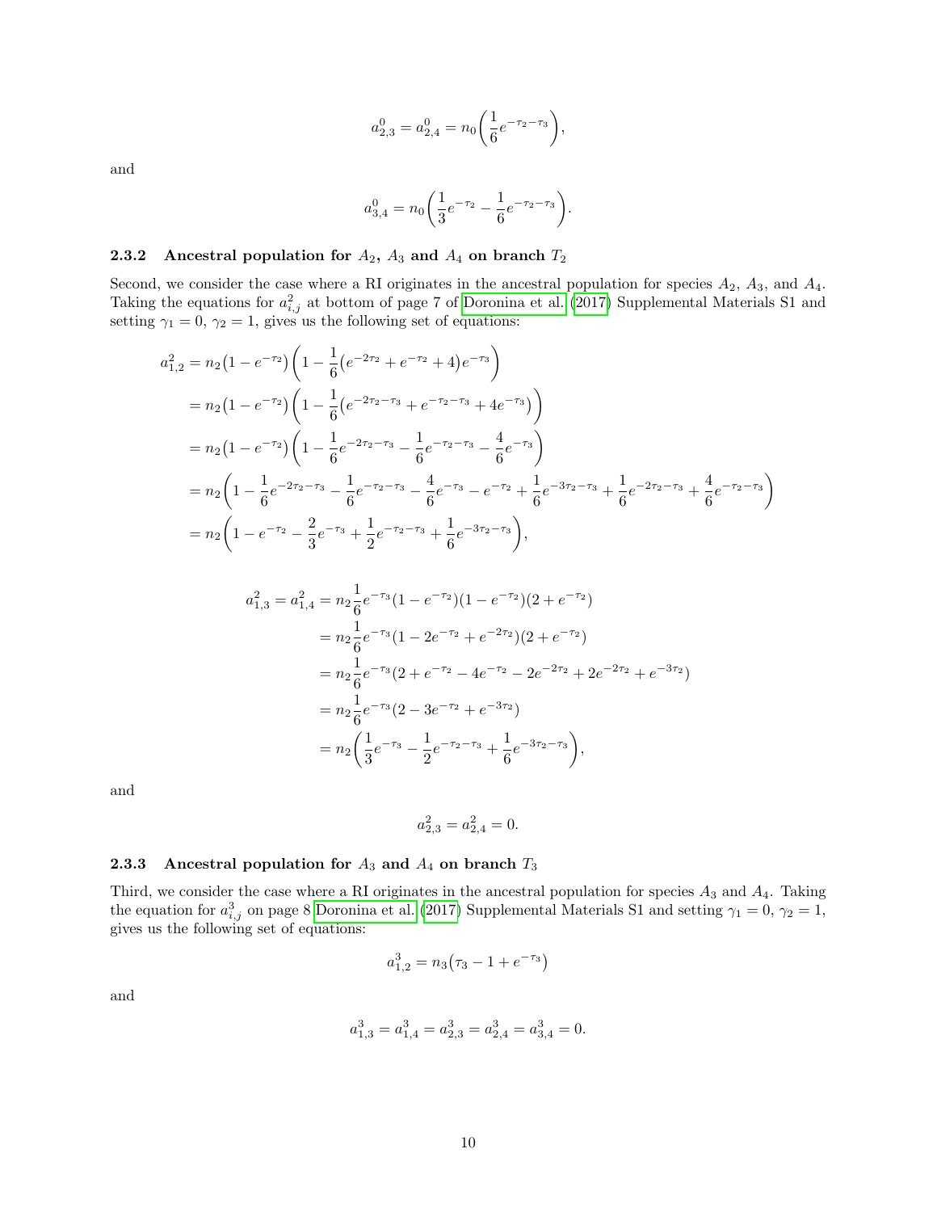$$a^0_{2,3} = a^0_{2,4} = n_0\bigg(\frac{1}{6}e^{-\tau_2-\tau_3}\bigg),$$

and

$$a^0_{3,4} = n_0\bigg(\frac{1}{3}e^{-\tau_2} - \frac{1}{6}e^{-\tau_2-\tau_3}\bigg).$$

### 2.3.2 Ancestral population for $A_2$, $A_3$ and $A_4$ on branch $T_2$

Second, we consider the case where a RI originates in the ancestral population for species $A_2$, $A_3$, and $A_4$. Taking the equations for $a^2_{i,j}$ at bottom of page 7 of Doronina et al. (2017) Supplemental Materials S1 and setting $\gamma_1 = 0$, $\gamma_2 = 1$, gives us the following set of equations:

$$\begin{aligned}
a^2_{1,2} &= n_2\big(1-e^{-\tau_2}\big)\bigg(1-\frac{1}{6}\big(e^{-2\tau_2}+e^{-\tau_2}+4\big)e^{-\tau_3}\bigg)\\
&= n_2\big(1-e^{-\tau_2}\big)\bigg(1-\frac{1}{6}\big(e^{-2\tau_2-\tau_3}+e^{-\tau_2-\tau_3}+4e^{-\tau_3}\big)\bigg)\\
&= n_2\big(1-e^{-\tau_2}\big)\bigg(1-\frac{1}{6}e^{-2\tau_2-\tau_3}-\frac{1}{6}e^{-\tau_2-\tau_3}-\frac{4}{6}e^{-\tau_3}\bigg)\\
&= n_2\bigg(1-\frac{1}{6}e^{-2\tau_2-\tau_3}-\frac{1}{6}e^{-\tau_2-\tau_3}-\frac{4}{6}e^{-\tau_3}-e^{-\tau_2}+\frac{1}{6}e^{-3\tau_2-\tau_3}+\frac{1}{6}e^{-2\tau_2-\tau_3}+\frac{4}{6}e^{-\tau_2-\tau_3}\bigg)\\
&= n_2\bigg(1-e^{-\tau_2}-\frac{2}{3}e^{-\tau_3}+\frac{1}{2}e^{-\tau_2-\tau_3}+\frac{1}{6}e^{-3\tau_2-\tau_3}\bigg),
\end{aligned}$$

$$\begin{aligned}
a^2_{1,3} = a^2_{1,4} &= n_2\frac{1}{6}e^{-\tau_3}(1-e^{-\tau_2})(1-e^{-\tau_2})(2+e^{-\tau_2})\\
&= n_2\frac{1}{6}e^{-\tau_3}(1-2e^{-\tau_2}+e^{-2\tau_2})(2+e^{-\tau_2})\\
&= n_2\frac{1}{6}e^{-\tau_3}(2+e^{-\tau_2}-4e^{-\tau_2}-2e^{-2\tau_2}+2e^{-2\tau_2}+e^{-3\tau_2})\\
&= n_2\frac{1}{6}e^{-\tau_3}(2-3e^{-\tau_2}+e^{-3\tau_2})\\
&= n_2\bigg(\frac{1}{3}e^{-\tau_3}-\frac{1}{2}e^{-\tau_2-\tau_3}+\frac{1}{6}e^{-3\tau_2-\tau_3}\bigg),
\end{aligned}$$

and

$$a^2_{2,3} = a^2_{2,4} = 0.$$

### 2.3.3 Ancestral population for $A_3$ and $A_4$ on branch $T_3$

Third, we consider the case where a RI originates in the ancestral population for species $A_3$ and $A_4$. Taking the equation for $a^3_{i,j}$ on page 8 Doronina et al. (2017) Supplemental Materials S1 and setting $\gamma_1 = 0$, $\gamma_2 = 1$, gives us the following set of equations:

$$a^3_{1,2} = n_3\big(\tau_3 - 1 + e^{-\tau_3}\big)$$

and

$$a^3_{1,3} = a^3_{1,4} = a^3_{2,3} = a^3_{2,4} = a^3_{3,4} = 0.$$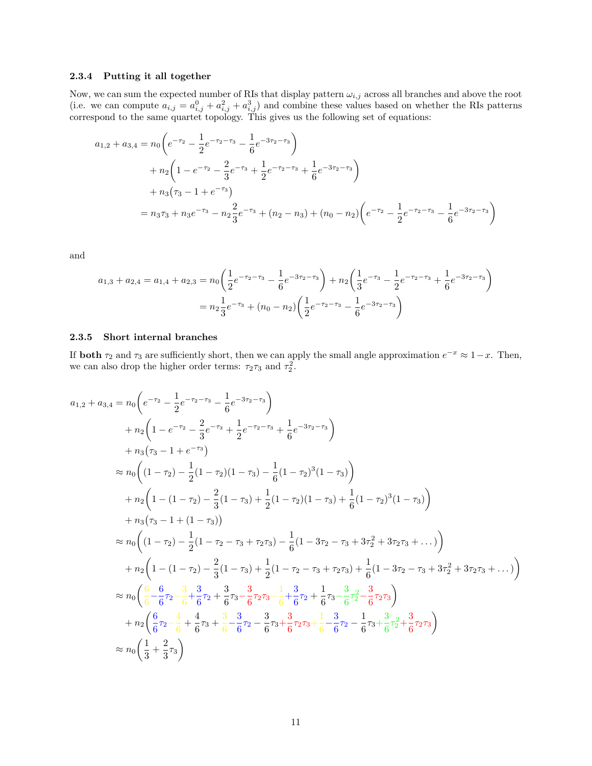### 2.3.4 Putting it all together

Now, we can sum the expected number of RIs that display pattern $\omega_{i,j}$ across all branches and above the root (i.e. we can compute $a_{i,j} = a^0_{i,j} + a^2_{i,j} + a^3_{i,j}$) and combine these values based on whether the RIs patterns correspond to the same quartet topology. This gives us the following set of equations:

$$
\begin{aligned}
a_{1,2} + a_{3,4} &= n_0\bigg(e^{-\tau_2} - \frac{1}{2}e^{-\tau_2-\tau_3} - \frac{1}{6}e^{-3\tau_2-\tau_3}\bigg) \\
&\quad + n_2\bigg(1 - e^{-\tau_2} - \frac{2}{3}e^{-\tau_3} + \frac{1}{2}e^{-\tau_2-\tau_3} + \frac{1}{6}e^{-3\tau_2-\tau_3}\bigg) \\
&\quad + n_3\big(\tau_3 - 1 + e^{-\tau_3}\big) \\
&= n_3\tau_3 + n_3 e^{-\tau_3} - n_2\frac{2}{3}e^{-\tau_3} + (n_2 - n_3) + (n_0 - n_2)\bigg(e^{-\tau_2} - \frac{1}{2}e^{-\tau_2-\tau_3} - \frac{1}{6}e^{-3\tau_2-\tau_3}\bigg)
\end{aligned}
$$

and

$$
\begin{aligned}
a_{1,3} + a_{2,4} = a_{1,4} + a_{2,3} &= n_0\bigg(\frac{1}{2}e^{-\tau_2-\tau_3} - \frac{1}{6}e^{-3\tau_2-\tau_3}\bigg) + n_2\bigg(\frac{1}{3}e^{-\tau_3} - \frac{1}{2}e^{-\tau_2-\tau_3} + \frac{1}{6}e^{-3\tau_2-\tau_3}\bigg) \\
&= n_2\frac{1}{3}e^{-\tau_3} + (n_0 - n_2)\bigg(\frac{1}{2}e^{-\tau_2-\tau_3} - \frac{1}{6}e^{-3\tau_2-\tau_3}\bigg)
\end{aligned}
$$

### 2.3.5 Short internal branches

If **both** $\tau_2$ and $\tau_3$ are sufficiently short, then we can apply the small angle approximation $e^{-x} \approx 1 - x$. Then, we can also drop the higher order terms: $\tau_2\tau_3$ and $\tau_2^2$.

$$
\begin{aligned}
a_{1,2} + a_{3,4} &= n_0\bigg(e^{-\tau_2} - \frac{1}{2}e^{-\tau_2-\tau_3} - \frac{1}{6}e^{-3\tau_2-\tau_3}\bigg) \\
&\quad + n_2\bigg(1 - e^{-\tau_2} - \frac{2}{3}e^{-\tau_3} + \frac{1}{2}e^{-\tau_2-\tau_3} + \frac{1}{6}e^{-3\tau_2-\tau_3}\bigg) \\
&\quad + n_3\big(\tau_3 - 1 + e^{-\tau_3}\big) \\
&\approx n_0\bigg((1-\tau_2) - \frac{1}{2}(1-\tau_2)(1-\tau_3) - \frac{1}{6}(1-\tau_2)^3(1-\tau_3)\bigg) \\
&\quad + n_2\bigg(1 - (1-\tau_2) - \frac{2}{3}(1-\tau_3) + \frac{1}{2}(1-\tau_2)(1-\tau_3) + \frac{1}{6}(1-\tau_2)^3(1-\tau_3)\bigg) \\
&\quad + n_3\big(\tau_3 - 1 + (1-\tau_3)\big) \\
&\approx n_0\bigg((1-\tau_2) - \frac{1}{2}(1-\tau_2-\tau_3+\tau_2\tau_3) - \frac{1}{6}(1-3\tau_2-\tau_3+3\tau_2^2+3\tau_2\tau_3+\dots)\bigg) \\
&\quad + n_2\bigg(1 - (1-\tau_2) - \frac{2}{3}(1-\tau_3) + \frac{1}{2}(1-\tau_2-\tau_3+\tau_2\tau_3) + \frac{1}{6}(1-3\tau_2-\tau_3+3\tau_2^2+3\tau_2\tau_3+\dots)\bigg) \\
&\approx n_0\bigg(\frac{6}{6} - \frac{6}{6}\tau_2 - \frac{3}{6} + \frac{3}{6}\tau_2 + \frac{3}{6}\tau_3 - \frac{3}{6}\tau_2\tau_3 - \frac{1}{6} + \frac{3}{6}\tau_2 + \frac{1}{6}\tau_3 - \frac{3}{6}\tau_2^2 - \frac{3}{6}\tau_2\tau_3\bigg) \\
&\quad + n_2\bigg(\frac{6}{6}\tau_2 - \frac{4}{6} + \frac{4}{6}\tau_3 + \frac{3}{6} - \frac{3}{6}\tau_2 - \frac{3}{6}\tau_3 + \frac{3}{6}\tau_2\tau_3 - \frac{1}{6} - \frac{3}{6}\tau_2 - \frac{1}{6}\tau_3 + \frac{3}{6}\tau_2^2 + \frac{3}{6}\tau_2\tau_3\bigg) \\
&\approx n_0\bigg(\frac{1}{3} + \frac{2}{3}\tau_3\bigg)
\end{aligned}
$$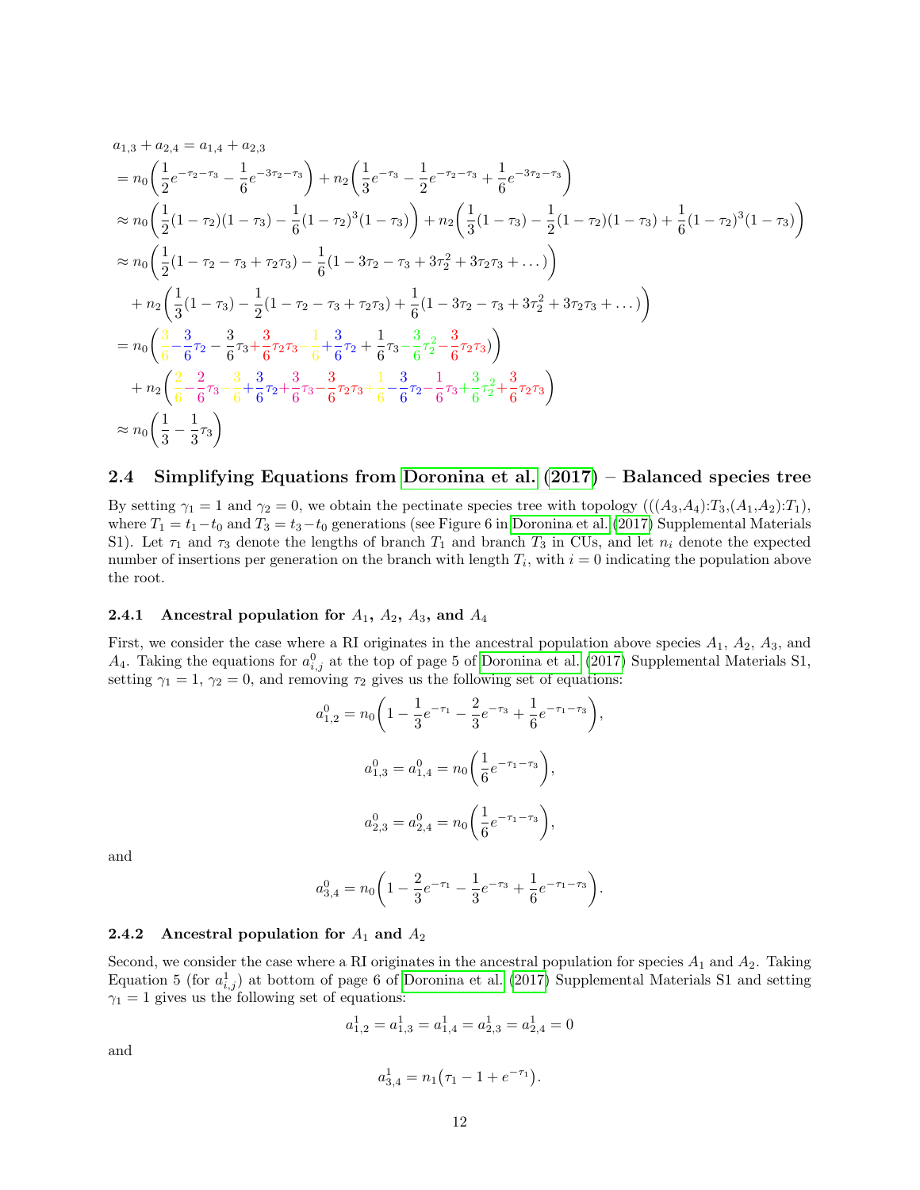$$
\begin{aligned}
&a_{1,3} + a_{2,4} = a_{1,4} + a_{2,3} \\
&= n_0\bigg(\frac{1}{2}e^{-\tau_2-\tau_3} - \frac{1}{6}e^{-3\tau_2-\tau_3}\bigg) + n_2\bigg(\frac{1}{3}e^{-\tau_3} - \frac{1}{2}e^{-\tau_2-\tau_3} + \frac{1}{6}e^{-3\tau_2-\tau_3}\bigg) \\
&\approx n_0\bigg(\frac{1}{2}(1-\tau_2)(1-\tau_3) - \frac{1}{6}(1-\tau_2)^3(1-\tau_3)\bigg) + n_2\bigg(\frac{1}{3}(1-\tau_3) - \frac{1}{2}(1-\tau_2)(1-\tau_3) + \frac{1}{6}(1-\tau_2)^3(1-\tau_3)\bigg) \\
&\approx n_0\bigg(\frac{1}{2}(1-\tau_2-\tau_3+\tau_2\tau_3) - \frac{1}{6}(1-3\tau_2-\tau_3+3\tau_2^2+3\tau_2\tau_3+\dots)\bigg) \\
&\quad + n_2\bigg(\frac{1}{3}(1-\tau_3) - \frac{1}{2}(1-\tau_2-\tau_3+\tau_2\tau_3) + \frac{1}{6}(1-3\tau_2-\tau_3+3\tau_2^2+3\tau_2\tau_3+\dots)\bigg) \\
&= n_0\bigg(\frac{3}{6} - \frac{3}{6}\tau_2 - \frac{3}{6}\tau_3 + \frac{3}{6}\tau_2\tau_3 - \frac{1}{6} + \frac{3}{6}\tau_2 + \frac{1}{6}\tau_3 - \frac{3}{6}\tau_2^2 - \frac{3}{6}\tau_2\tau_3)\bigg) \\
&\quad + n_2\bigg(\frac{2}{6} - \frac{2}{6}\tau_3 - \frac{3}{6} + \frac{3}{6}\tau_2 + \frac{3}{6}\tau_3 - \frac{3}{6}\tau_2\tau_3 + \frac{1}{6} - \frac{3}{6}\tau_2 - \frac{1}{6}\tau_3 + \frac{3}{6}\tau_2^2 + \frac{3}{6}\tau_2\tau_3\bigg) \\
&\approx n_0\bigg(\frac{1}{3} - \frac{1}{3}\tau_3\bigg)
\end{aligned}
$$

## 2.4 Simplifying Equations from Doronina et al. (2017) – Balanced species tree

By setting $\gamma_1 = 1$ and $\gamma_2 = 0$, we obtain the pectinate species tree with topology $(((A_3,A_4){:}T_3,(A_1,A_2){:}T_1)$, where $T_1 = t_1 - t_0$ and $T_3 = t_3 - t_0$ generations (see Figure 6 in Doronina et al. (2017) Supplemental Materials S1). Let $\tau_1$ and $\tau_3$ denote the lengths of branch $T_1$ and branch $T_3$ in CUs, and let $n_i$ denote the expected number of insertions per generation on the branch with length $T_i$, with $i = 0$ indicating the population above the root.

### 2.4.1 Ancestral population for $A_1$, $A_2$, $A_3$, and $A_4$

First, we consider the case where a RI originates in the ancestral population above species $A_1$, $A_2$, $A_3$, and $A_4$. Taking the equations for $a^0_{i,j}$ at the top of page 5 of Doronina et al. (2017) Supplemental Materials S1, setting $\gamma_1 = 1$, $\gamma_2 = 0$, and removing $\tau_2$ gives us the following set of equations:

$$
a^0_{1,2} = n_0\bigg(1 - \frac{1}{3}e^{-\tau_1} - \frac{2}{3}e^{-\tau_3} + \frac{1}{6}e^{-\tau_1-\tau_3}\bigg),
$$

$$
a^0_{1,3} = a^0_{1,4} = n_0\bigg(\frac{1}{6}e^{-\tau_1-\tau_3}\bigg),
$$

$$
a^0_{2,3} = a^0_{2,4} = n_0\bigg(\frac{1}{6}e^{-\tau_1-\tau_3}\bigg),
$$

and

$$
a^0_{3,4} = n_0\bigg(1 - \frac{2}{3}e^{-\tau_1} - \frac{1}{3}e^{-\tau_3} + \frac{1}{6}e^{-\tau_1-\tau_3}\bigg).
$$

### 2.4.2 Ancestral population for $A_1$ and $A_2$

Second, we consider the case where a RI originates in the ancestral population for species $A_1$ and $A_2$. Taking Equation 5 (for $a^1_{i,j}$) at bottom of page 6 of Doronina et al. (2017) Supplemental Materials S1 and setting $\gamma_1 = 1$ gives us the following set of equations:

$$
a^1_{1,2} = a^1_{1,3} = a^1_{1,4} = a^1_{2,3} = a^1_{2,4} = 0
$$

and

$$
a^1_{3,4} = n_1\big(\tau_1 - 1 + e^{-\tau_1}\big).
$$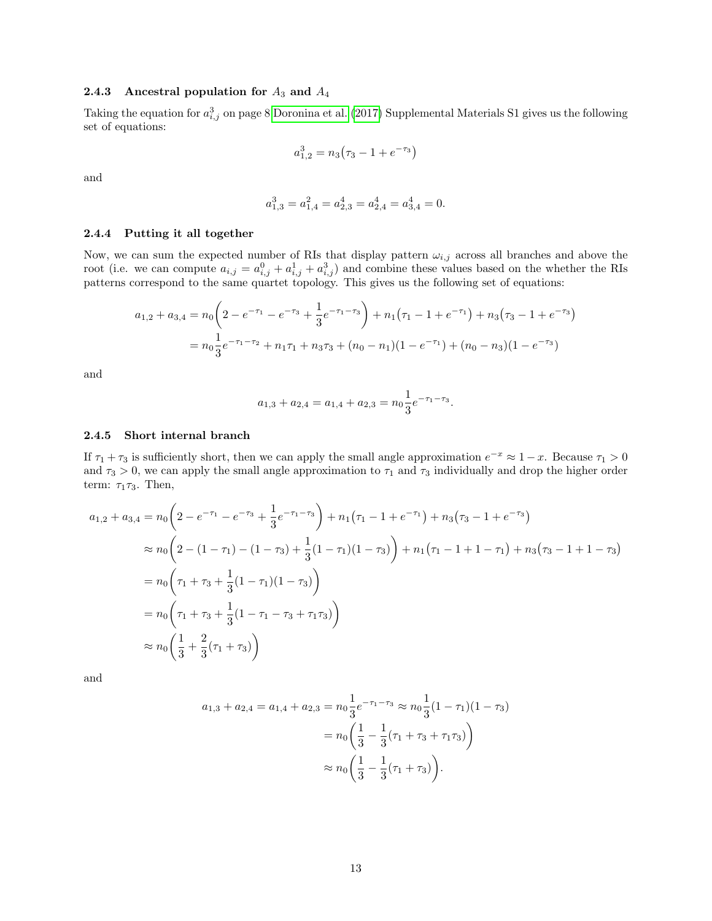### 2.4.3 Ancestral population for $A_3$ and $A_4$

Taking the equation for $a^3_{i,j}$ on page 8 Doronina et al. (2017) Supplemental Materials S1 gives us the following set of equations:

$$a^3_{1,2} = n_3\big(\tau_3 - 1 + e^{-\tau_3}\big)$$

and

$$a^3_{1,3} = a^2_{1,4} = a^4_{2,3} = a^4_{2,4} = a^4_{3,4} = 0.$$

### 2.4.4 Putting it all together

Now, we can sum the expected number of RIs that display pattern $\omega_{i,j}$ across all branches and above the root (i.e. we can compute $a_{i,j} = a^0_{i,j} + a^1_{i,j} + a^3_{i,j}$) and combine these values based on the whether the RIs patterns correspond to the same quartet topology. This gives us the following set of equations:

$$\begin{aligned}
a_{1,2} + a_{3,4} &= n_0\bigg(2 - e^{-\tau_1} - e^{-\tau_3} + \frac{1}{3}e^{-\tau_1-\tau_3}\bigg) + n_1\big(\tau_1 - 1 + e^{-\tau_1}\big) + n_3\big(\tau_3 - 1 + e^{-\tau_3}\big) \\
&= n_0\frac{1}{3}e^{-\tau_1-\tau_2} + n_1\tau_1 + n_3\tau_3 + (n_0 - n_1)(1 - e^{-\tau_1}) + (n_0 - n_3)(1 - e^{-\tau_3})
\end{aligned}$$

and

$$a_{1,3} + a_{2,4} = a_{1,4} + a_{2,3} = n_0\frac{1}{3}e^{-\tau_1-\tau_3}.$$

### 2.4.5 Short internal branch

If $\tau_1 + \tau_3$ is sufficiently short, then we can apply the small angle approximation $e^{-x} \approx 1 - x$. Because $\tau_1 > 0$ and $\tau_3 > 0$, we can apply the small angle approximation to $\tau_1$ and $\tau_3$ individually and drop the higher order term: $\tau_1\tau_3$. Then,

$$\begin{aligned}
a_{1,2} + a_{3,4} &= n_0\bigg(2 - e^{-\tau_1} - e^{-\tau_3} + \frac{1}{3}e^{-\tau_1-\tau_3}\bigg) + n_1\big(\tau_1 - 1 + e^{-\tau_1}\big) + n_3\big(\tau_3 - 1 + e^{-\tau_3}\big) \\
&\approx n_0\bigg(2 - (1 - \tau_1) - (1 - \tau_3) + \frac{1}{3}(1 - \tau_1)(1 - \tau_3)\bigg) + n_1\big(\tau_1 - 1 + 1 - \tau_1\big) + n_3\big(\tau_3 - 1 + 1 - \tau_3\big) \\
&= n_0\bigg(\tau_1 + \tau_3 + \frac{1}{3}(1 - \tau_1)(1 - \tau_3)\bigg) \\
&= n_0\bigg(\tau_1 + \tau_3 + \frac{1}{3}(1 - \tau_1 - \tau_3 + \tau_1\tau_3)\bigg) \\
&\approx n_0\bigg(\frac{1}{3} + \frac{2}{3}(\tau_1 + \tau_3)\bigg)
\end{aligned}$$

and

$$\begin{aligned}
a_{1,3} + a_{2,4} = a_{1,4} + a_{2,3} = n_0\frac{1}{3}e^{-\tau_1-\tau_3} &\approx n_0\frac{1}{3}(1 - \tau_1)(1 - \tau_3) \\
&= n_0\bigg(\frac{1}{3} - \frac{1}{3}(\tau_1 + \tau_3 + \tau_1\tau_3)\bigg) \\
&\approx n_0\bigg(\frac{1}{3} - \frac{1}{3}(\tau_1 + \tau_3)\bigg).
\end{aligned}$$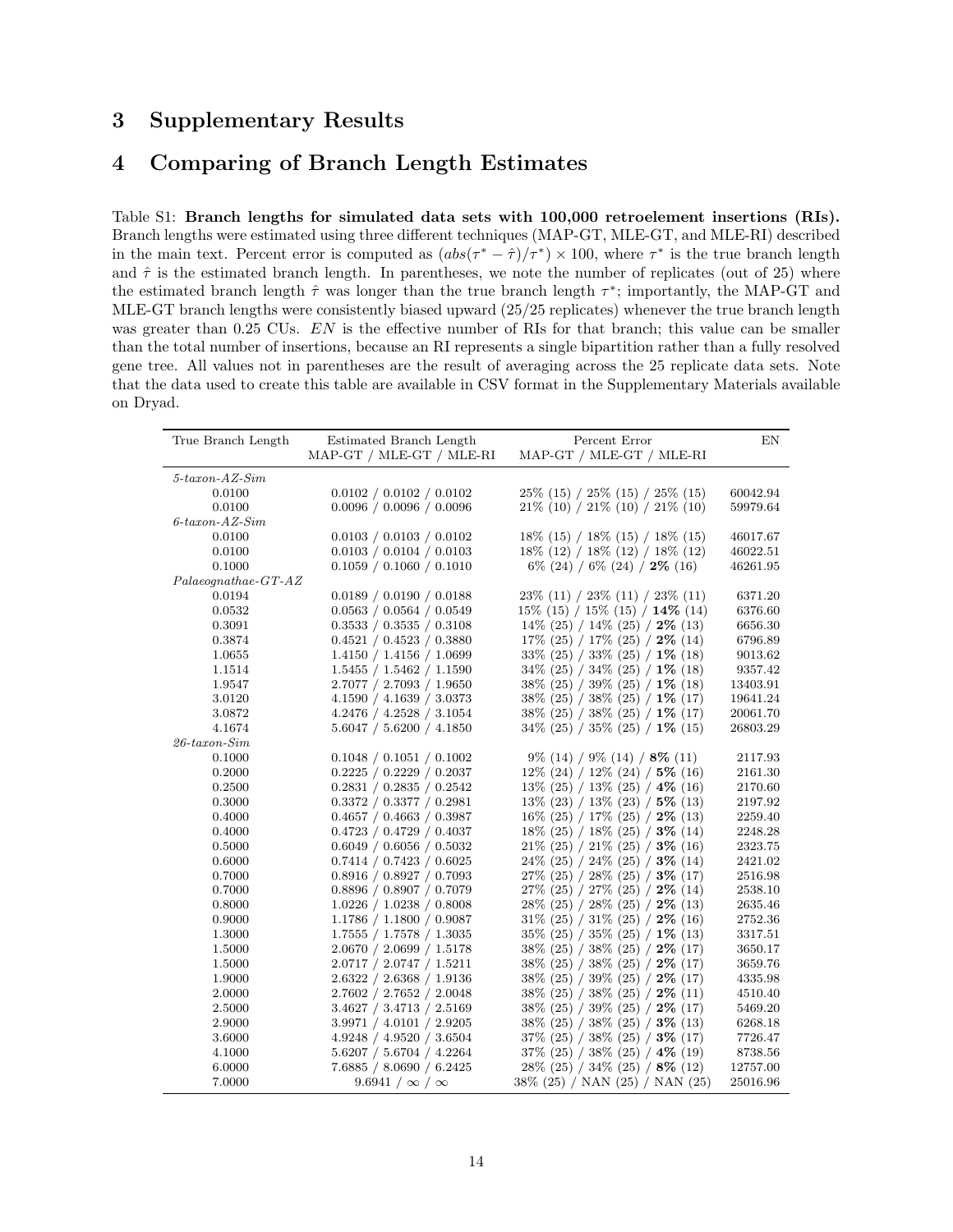# 3 Supplementary Results

# 4 Comparing of Branch Length Estimates

Table S1: **Branch lengths for simulated data sets with 100,000 retroelement insertions (RIs).** Branch lengths were estimated using three different techniques (MAP-GT, MLE-GT, and MLE-RI) described in the main text. Percent error is computed as $(abs(\tau^* - \hat{\tau})/\tau^*) \times 100$, where $\tau^*$ is the true branch length and $\hat{\tau}$ is the estimated branch length. In parentheses, we note the number of replicates (out of 25) where the estimated branch length $\hat{\tau}$ was longer than the true branch length $\tau^*$; importantly, the MAP-GT and MLE-GT branch lengths were consistently biased upward (25/25 replicates) whenever the true branch length was greater than 0.25 CUs. *EN* is the effective number of RIs for that branch; this value can be smaller than the total number of insertions, because an RI represents a single bipartition rather than a fully resolved gene tree. All values not in parentheses are the result of averaging across the 25 replicate data sets. Note that the data used to create this table are available in CSV format in the Supplementary Materials available on Dryad.

| True Branch Length | Estimated Branch Length MAP-GT / MLE-GT / MLE-RI | Percent Error MAP-GT / MLE-GT / MLE-RI | EN |
|---|---|---|---|
| *5-taxon-AZ-Sim* | | | |
| 0.0100 | 0.0102 / 0.0102 / 0.0102 | 25% (15) / 25% (15) / 25% (15) | 60042.94 |
| 0.0100 | 0.0096 / 0.0096 / 0.0096 | 21% (10) / 21% (10) / 21% (10) | 59979.64 |
| *6-taxon-AZ-Sim* | | | |
| 0.0100 | 0.0103 / 0.0103 / 0.0102 | 18% (15) / 18% (15) / 18% (15) | 46017.67 |
| 0.0100 | 0.0103 / 0.0104 / 0.0103 | 18% (12) / 18% (12) / 18% (12) | 46022.51 |
| 0.1000 | 0.1059 / 0.1060 / 0.1010 | 6% (24) / 6% (24) / **2%** (16) | 46261.95 |
| *Palaeognathae-GT-AZ* | | | |
| 0.0194 | 0.0189 / 0.0190 / 0.0188 | 23% (11) / 23% (11) / 23% (11) | 6371.20 |
| 0.0532 | 0.0563 / 0.0564 / 0.0549 | 15% (15) / 15% (15) / **14%** (14) | 6376.60 |
| 0.3091 | 0.3533 / 0.3535 / 0.3108 | 14% (25) / 14% (25) / **2%** (13) | 6656.30 |
| 0.3874 | 0.4521 / 0.4523 / 0.3880 | 17% (25) / 17% (25) / **2%** (14) | 6796.89 |
| 1.0655 | 1.4150 / 1.4156 / 1.0699 | 33% (25) / 33% (25) / **1%** (18) | 9013.62 |
| 1.1514 | 1.5455 / 1.5462 / 1.1590 | 34% (25) / 34% (25) / **1%** (18) | 9357.42 |
| 1.9547 | 2.7077 / 2.7093 / 1.9650 | 38% (25) / 39% (25) / **1%** (18) | 13403.91 |
| 3.0120 | 4.1590 / 4.1639 / 3.0373 | 38% (25) / 38% (25) / **1%** (17) | 19641.24 |
| 3.0872 | 4.2476 / 4.2528 / 3.1054 | 38% (25) / 38% (25) / **1%** (17) | 20061.70 |
| 4.1674 | 5.6047 / 5.6200 / 4.1850 | 34% (25) / 35% (25) / **1%** (15) | 26803.29 |
| *26-taxon-Sim* | | | |
| 0.1000 | 0.1048 / 0.1051 / 0.1002 | 9% (14) / 9% (14) / **8%** (11) | 2117.93 |
| 0.2000 | 0.2225 / 0.2229 / 0.2037 | 12% (24) / 12% (24) / **5%** (16) | 2161.30 |
| 0.2500 | 0.2831 / 0.2835 / 0.2542 | 13% (25) / 13% (25) / **4%** (16) | 2170.60 |
| 0.3000 | 0.3372 / 0.3377 / 0.2981 | 13% (23) / 13% (23) / **5%** (13) | 2197.92 |
| 0.4000 | 0.4657 / 0.4663 / 0.3987 | 16% (25) / 17% (25) / **2%** (13) | 2259.40 |
| 0.4000 | 0.4723 / 0.4729 / 0.4037 | 18% (25) / 18% (25) / **3%** (14) | 2248.28 |
| 0.5000 | 0.6049 / 0.6056 / 0.5032 | 21% (25) / 21% (25) / **3%** (16) | 2323.75 |
| 0.6000 | 0.7414 / 0.7423 / 0.6025 | 24% (25) / 24% (25) / **3%** (14) | 2421.02 |
| 0.7000 | 0.8916 / 0.8927 / 0.7093 | 27% (25) / 28% (25) / **3%** (17) | 2516.98 |
| 0.7000 | 0.8896 / 0.8907 / 0.7079 | 27% (25) / 27% (25) / **2%** (14) | 2538.10 |
| 0.8000 | 1.0226 / 1.0238 / 0.8008 | 28% (25) / 28% (25) / **2%** (13) | 2635.46 |
| 0.9000 | 1.1786 / 1.1800 / 0.9087 | 31% (25) / 31% (25) / **2%** (16) | 2752.36 |
| 1.3000 | 1.7555 / 1.7578 / 1.3035 | 35% (25) / 35% (25) / **1%** (13) | 3317.51 |
| 1.5000 | 2.0670 / 2.0699 / 1.5178 | 38% (25) / 38% (25) / **2%** (17) | 3650.17 |
| 1.5000 | 2.0717 / 2.0747 / 1.5211 | 38% (25) / 38% (25) / **2%** (17) | 3659.76 |
| 1.9000 | 2.6322 / 2.6368 / 1.9136 | 38% (25) / 39% (25) / **2%** (17) | 4335.98 |
| 2.0000 | 2.7602 / 2.7652 / 2.0048 | 38% (25) / 38% (25) / **2%** (11) | 4510.40 |
| 2.5000 | 3.4627 / 3.4713 / 2.5169 | 38% (25) / 39% (25) / **2%** (17) | 5469.20 |
| 2.9000 | 3.9971 / 4.0101 / 2.9205 | 38% (25) / 38% (25) / **3%** (13) | 6268.18 |
| 3.6000 | 4.9248 / 4.9520 / 3.6504 | 37% (25) / 38% (25) / **3%** (17) | 7726.47 |
| 4.1000 | 5.6207 / 5.6704 / 4.2264 | 37% (25) / 38% (25) / **4%** (19) | 8738.56 |
| 6.0000 | 7.6885 / 8.0690 / 6.2425 | 28% (25) / 34% (25) / **8%** (12) | 12757.00 |
| 7.0000 | 9.6941 / $\infty$ / $\infty$ | 38% (25) / NAN (25) / NAN (25) | 25016.96 |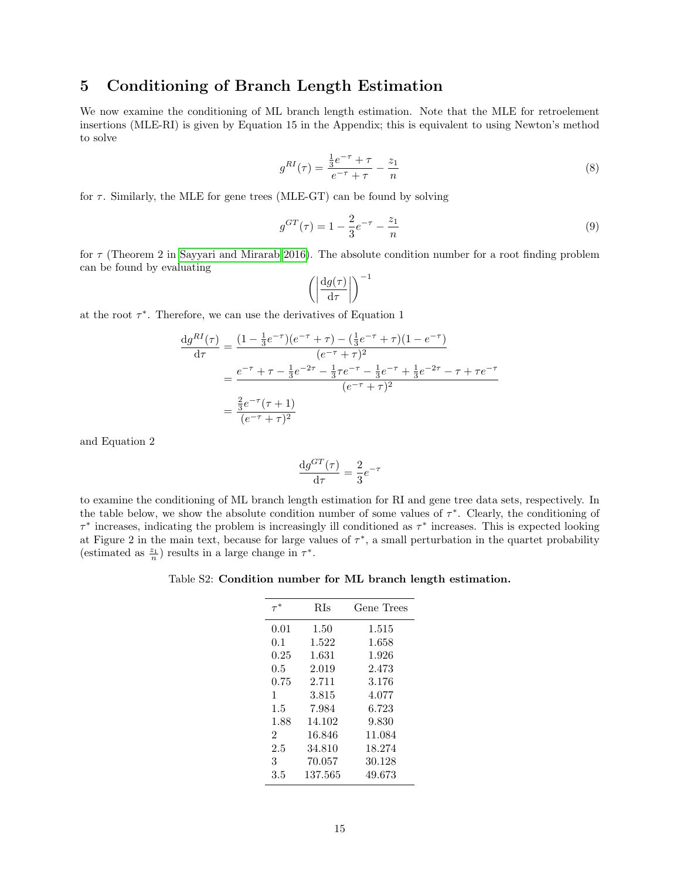## 5 Conditioning of Branch Length Estimation

We now examine the conditioning of ML branch length estimation. Note that the MLE for retroelement insertions (MLE-RI) is given by Equation 15 in the Appendix; this is equivalent to using Newton's method to solve

$$g^{RI}(\tau) = \frac{\frac{1}{3}e^{-\tau} + \tau}{e^{-\tau} + \tau} - \frac{z_1}{n} \tag{8}$$

for $\tau$. Similarly, the MLE for gene trees (MLE-GT) can be found by solving

$$g^{GT}(\tau) = 1 - \frac{2}{3}e^{-\tau} - \frac{z_1}{n} \tag{9}$$

for $\tau$ (Theorem 2 in Sayyari and Mirarab 2016). The absolute condition number for a root finding problem can be found by evaluating

$$\left( \left| \frac{\mathrm{d}g(\tau)}{\mathrm{d}\tau} \right| \right)^{-1}$$

at the root $\tau^*$. Therefore, we can use the derivatives of Equation 1

$$\begin{aligned}
\frac{\mathrm{d}g^{RI}(\tau)}{\mathrm{d}\tau} &= \frac{(1 - \frac{1}{3}e^{-\tau})(e^{-\tau} + \tau) - (\frac{1}{3}e^{-\tau} + \tau)(1 - e^{-\tau})}{(e^{-\tau} + \tau)^2} \\
&= \frac{e^{-\tau} + \tau - \frac{1}{3}e^{-2\tau} - \frac{1}{3}\tau e^{-\tau} - \frac{1}{3}e^{-\tau} + \frac{1}{3}e^{-2\tau} - \tau + \tau e^{-\tau}}{(e^{-\tau} + \tau)^2} \\
&= \frac{\frac{2}{3}e^{-\tau}(\tau + 1)}{(e^{-\tau} + \tau)^2}
\end{aligned}$$

and Equation 2

$$\frac{\mathrm{d}g^{GT}(\tau)}{\mathrm{d}\tau} = \frac{2}{3}e^{-\tau}$$

to examine the conditioning of ML branch length estimation for RI and gene tree data sets, respectively. In the table below, we show the absolute condition number of some values of $\tau^*$. Clearly, the conditioning of $\tau^*$ increases, indicating the problem is increasingly ill conditioned as $\tau^*$ increases. This is expected looking at Figure 2 in the main text, because for large values of $\tau^*$, a small perturbation in the quartet probability (estimated as $\frac{z_1}{n}$) results in a large change in $\tau^*$.

Table S2: **Condition number for ML branch length estimation.**

| $\tau^*$ | RIs | Gene Trees |
|---|---|---|
| 0.01 | 1.50 | 1.515 |
| 0.1 | 1.522 | 1.658 |
| 0.25 | 1.631 | 1.926 |
| 0.5 | 2.019 | 2.473 |
| 0.75 | 2.711 | 3.176 |
| 1 | 3.815 | 4.077 |
| 1.5 | 7.984 | 6.723 |
| 1.88 | 14.102 | 9.830 |
| 2 | 16.846 | 11.084 |
| 2.5 | 34.810 | 18.274 |
| 3 | 70.057 | 30.128 |
| 3.5 | 137.565 | 49.673 |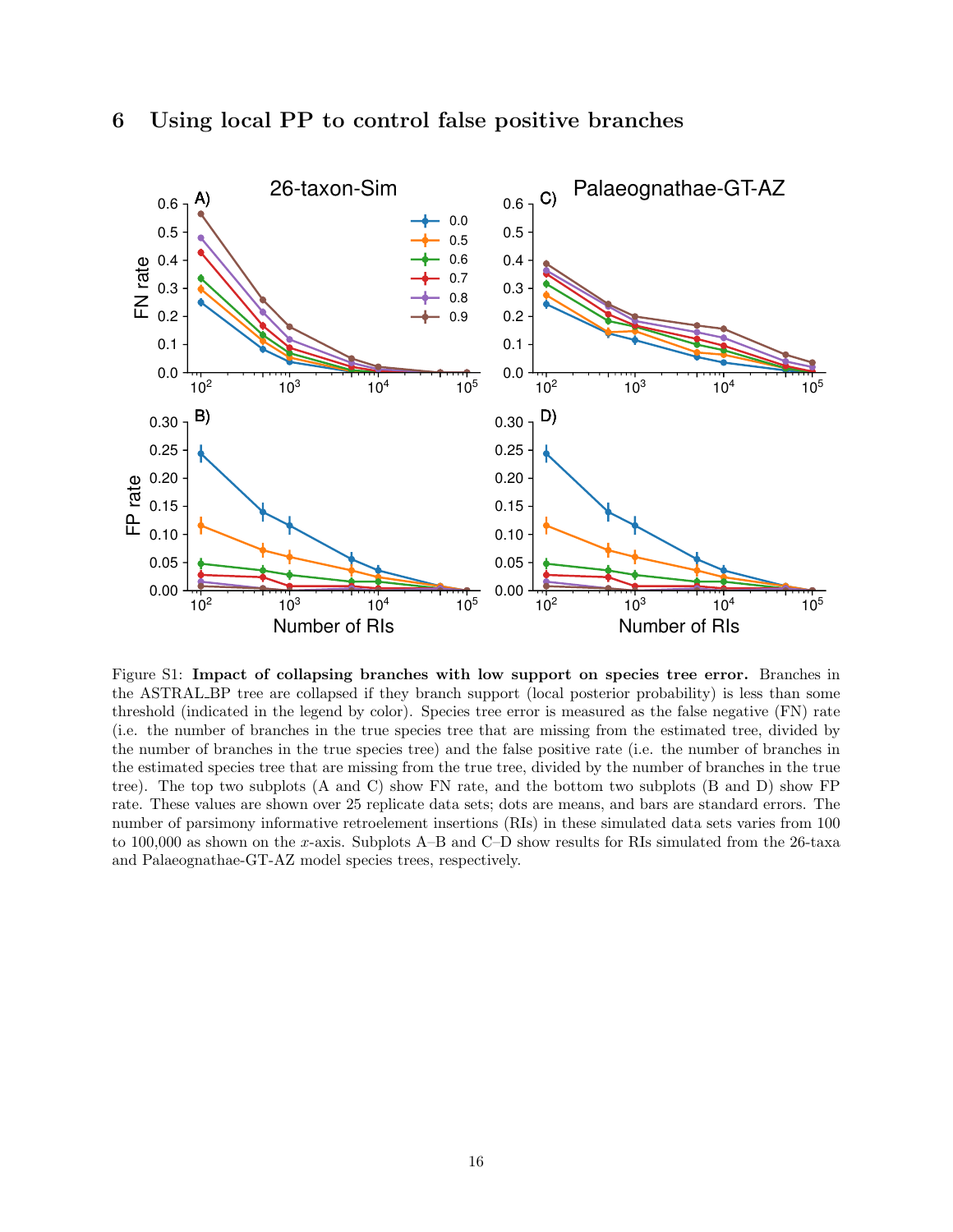# 6 Using local PP to control false positive branches

Figure S1: **Impact of collapsing branches with low support on species tree error.** Branches in the ASTRAL_BP tree are collapsed if they branch support (local posterior probability) is less than some threshold (indicated in the legend by color). Species tree error is measured as the false negative (FN) rate (i.e. the number of branches in the true species tree that are missing from the estimated tree, divided by the number of branches in the true species tree) and the false positive rate (i.e. the number of branches in the estimated species tree that are missing from the true tree, divided by the number of branches in the true tree). The top two subplots (A and C) show FN rate, and the bottom two subplots (B and D) show FP rate. These values are shown over 25 replicate data sets; dots are means, and bars are standard errors. The number of parsimony informative retroelement insertions (RIs) in these simulated data sets varies from 100 to 100,000 as shown on the $x$-axis. Subplots A–B and C–D show results for RIs simulated from the 26-taxa and Palaeognathae-GT-AZ model species trees, respectively.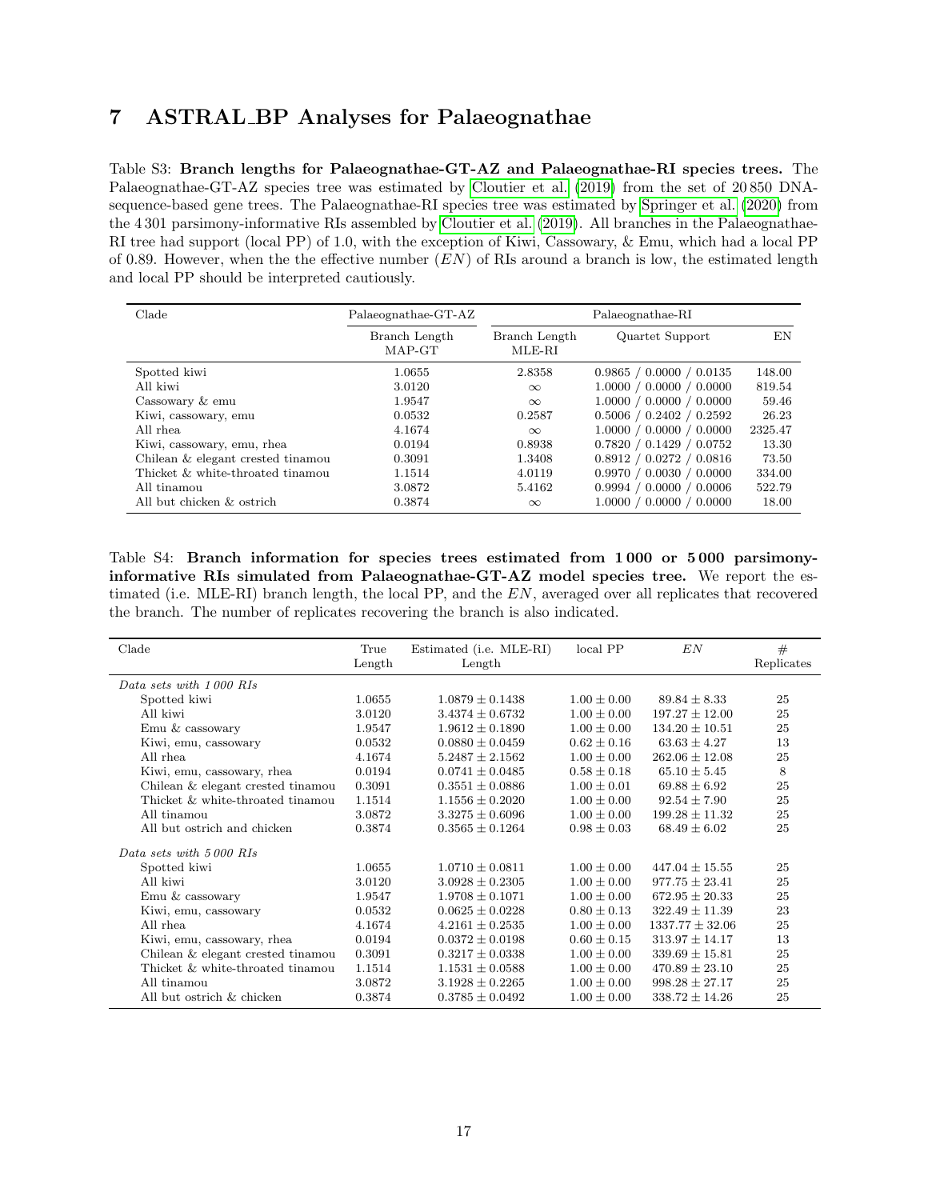# 7 ASTRAL_BP Analyses for Palaeognathae

Table S3: **Branch lengths for Palaeognathae-GT-AZ and Palaeognathae-RI species trees.** The Palaeognathae-GT-AZ species tree was estimated by Cloutier et al. (2019) from the set of 20 850 DNA-sequence-based gene trees. The Palaeognathae-RI species tree was estimated by Springer et al. (2020) from the 4 301 parsimony-informative RIs assembled by Cloutier et al. (2019). All branches in the Palaeognathae-RI tree had support (local PP) of 1.0, with the exception of Kiwi, Cassowary, & Emu, which had a local PP of 0.89. However, when the the effective number ($EN$) of RIs around a branch is low, the estimated length and local PP should be interpreted cautiously.

| Clade | Palaeognathae-GT-AZ | Palaeognathae-RI | | |
|---|---|---|---|---|
| | Branch Length MAP-GT | Branch Length MLE-RI | Quartet Support | EN |
| Spotted kiwi | 1.0655 | 2.8358 | 0.9865 / 0.0000 / 0.0135 | 148.00 |
| All kiwi | 3.0120 | $\infty$ | 1.0000 / 0.0000 / 0.0000 | 819.54 |
| Cassowary & emu | 1.9547 | $\infty$ | 1.0000 / 0.0000 / 0.0000 | 59.46 |
| Kiwi, cassowary, emu | 0.0532 | 0.2587 | 0.5006 / 0.2402 / 0.2592 | 26.23 |
| All rhea | 4.1674 | $\infty$ | 1.0000 / 0.0000 / 0.0000 | 2325.47 |
| Kiwi, cassowary, emu, rhea | 0.0194 | 0.8938 | 0.7820 / 0.1429 / 0.0752 | 13.30 |
| Chilean & elegant crested tinamou | 0.3091 | 1.3408 | 0.8912 / 0.0272 / 0.0816 | 73.50 |
| Thicket & white-throated tinamou | 1.1514 | 4.0119 | 0.9970 / 0.0030 / 0.0000 | 334.00 |
| All tinamou | 3.0872 | 5.4162 | 0.9994 / 0.0000 / 0.0006 | 522.79 |
| All but chicken & ostrich | 0.3874 | $\infty$ | 1.0000 / 0.0000 / 0.0000 | 18.00 |

Table S4: **Branch information for species trees estimated from 1 000 or 5 000 parsimony-informative RIs simulated from Palaeognathae-GT-AZ model species tree.** We report the estimated (i.e. MLE-RI) branch length, the local PP, and the $EN$, averaged over all replicates that recovered the branch. The number of replicates recovering the branch is also indicated.

| Clade | True Length | Estimated (i.e. MLE-RI) Length | local PP | $EN$ | # Replicates |
|---|---|---|---|---|---|
| *Data sets with 1 000 RIs* | | | | | |
| Spotted kiwi | 1.0655 | $1.0879 \pm 0.1438$ | $1.00 \pm 0.00$ | $89.84 \pm 8.33$ | 25 |
| All kiwi | 3.0120 | $3.4374 \pm 0.6732$ | $1.00 \pm 0.00$ | $197.27 \pm 12.00$ | 25 |
| Emu & cassowary | 1.9547 | $1.9612 \pm 0.1890$ | $1.00 \pm 0.00$ | $134.20 \pm 10.51$ | 25 |
| Kiwi, emu, cassowary | 0.0532 | $0.0880 \pm 0.0459$ | $0.62 \pm 0.16$ | $63.63 \pm 4.27$ | 13 |
| All rhea | 4.1674 | $5.2487 \pm 2.1562$ | $1.00 \pm 0.00$ | $262.06 \pm 12.08$ | 25 |
| Kiwi, emu, cassowary, rhea | 0.0194 | $0.0741 \pm 0.0485$ | $0.58 \pm 0.18$ | $65.10 \pm 5.45$ | 8 |
| Chilean & elegant crested tinamou | 0.3091 | $0.3551 \pm 0.0886$ | $1.00 \pm 0.01$ | $69.88 \pm 6.92$ | 25 |
| Thicket & white-throated tinamou | 1.1514 | $1.1556 \pm 0.2020$ | $1.00 \pm 0.00$ | $92.54 \pm 7.90$ | 25 |
| All tinamou | 3.0872 | $3.3275 \pm 0.6096$ | $1.00 \pm 0.00$ | $199.28 \pm 11.32$ | 25 |
| All but ostrich and chicken | 0.3874 | $0.3565 \pm 0.1264$ | $0.98 \pm 0.03$ | $68.49 \pm 6.02$ | 25 |
| *Data sets with 5 000 RIs* | | | | | |
| Spotted kiwi | 1.0655 | $1.0710 \pm 0.0811$ | $1.00 \pm 0.00$ | $447.04 \pm 15.55$ | 25 |
| All kiwi | 3.0120 | $3.0928 \pm 0.2305$ | $1.00 \pm 0.00$ | $977.75 \pm 23.41$ | 25 |
| Emu & cassowary | 1.9547 | $1.9708 \pm 0.1071$ | $1.00 \pm 0.00$ | $672.95 \pm 20.33$ | 25 |
| Kiwi, emu, cassowary | 0.0532 | $0.0625 \pm 0.0228$ | $0.80 \pm 0.13$ | $322.49 \pm 11.39$ | 23 |
| All rhea | 4.1674 | $4.2161 \pm 0.2535$ | $1.00 \pm 0.00$ | $1337.77 \pm 32.06$ | 25 |
| Kiwi, emu, cassowary, rhea | 0.0194 | $0.0372 \pm 0.0198$ | $0.60 \pm 0.15$ | $313.97 \pm 14.17$ | 13 |
| Chilean & elegant crested tinamou | 0.3091 | $0.3217 \pm 0.0338$ | $1.00 \pm 0.00$ | $339.69 \pm 15.81$ | 25 |
| Thicket & white-throated tinamou | 1.1514 | $1.1531 \pm 0.0588$ | $1.00 \pm 0.00$ | $470.89 \pm 23.10$ | 25 |
| All tinamou | 3.0872 | $3.1928 \pm 0.2265$ | $1.00 \pm 0.00$ | $998.28 \pm 27.17$ | 25 |
| All but ostrich & chicken | 0.3874 | $0.3785 \pm 0.0492$ | $1.00 \pm 0.00$ | $338.72 \pm 14.26$ | 25 |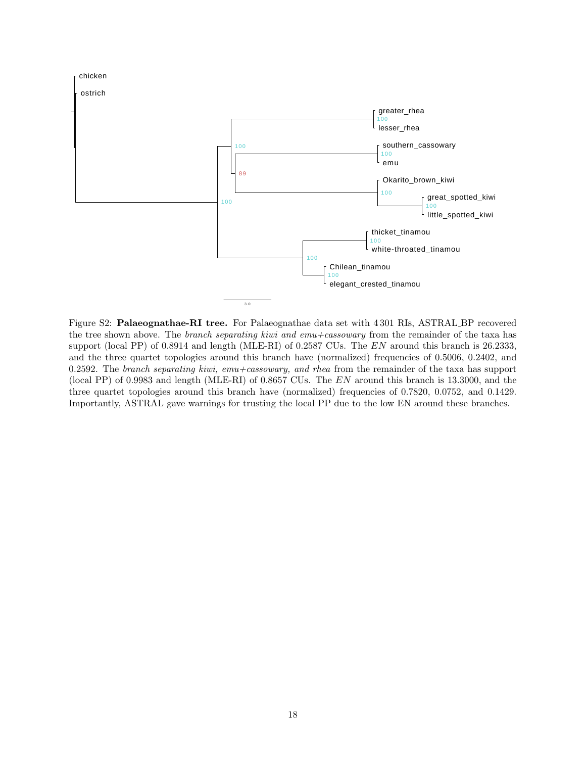Figure S2: **Palaeognathae-RI tree.** For Palaeognathae data set with 4 301 RIs, ASTRAL_BP recovered the tree shown above. The *branch separating kiwi and emu+cassowary* from the remainder of the taxa has support (local PP) of 0.8914 and length (MLE-RI) of 0.2587 CUs. The *EN* around this branch is 26.2333, and the three quartet topologies around this branch have (normalized) frequencies of 0.5006, 0.2402, and 0.2592. The *branch separating kiwi, emu+cassowary, and rhea* from the remainder of the taxa has support (local PP) of 0.9983 and length (MLE-RI) of 0.8657 CUs. The *EN* around this branch is 13.3000, and the three quartet topologies around this branch have (normalized) frequencies of 0.7820, 0.0752, and 0.1429. Importantly, ASTRAL gave warnings for trusting the local PP due to the low EN around these branches.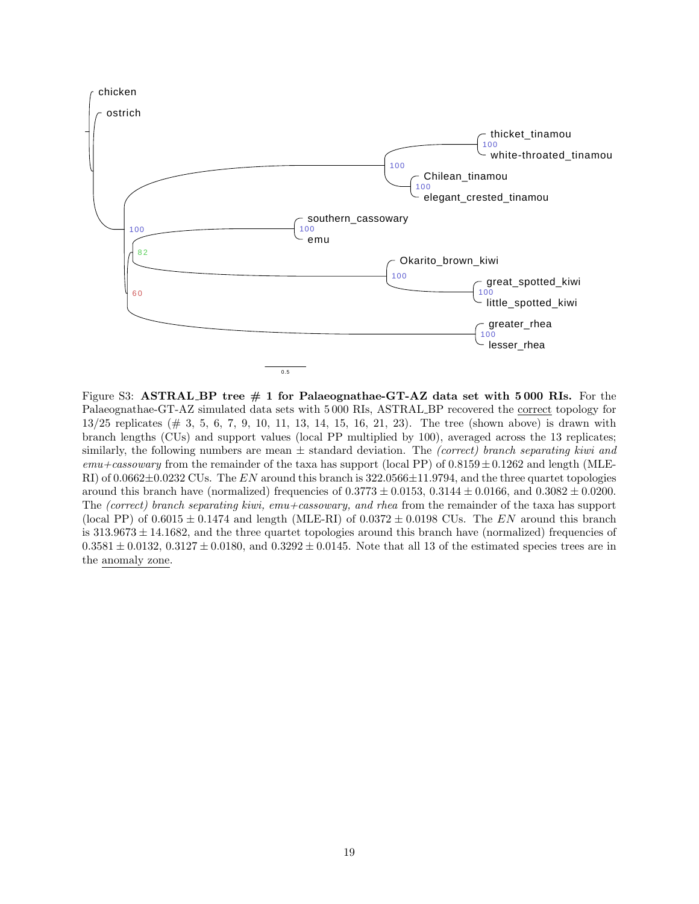Figure S3: **ASTRAL_BP tree # 1 for Palaeognathae-GT-AZ data set with 5 000 RIs.** For the Palaeognathae-GT-AZ simulated data sets with 5 000 RIs, ASTRAL_BP recovered the correct topology for 13/25 replicates (# 3, 5, 6, 7, 9, 10, 11, 13, 14, 15, 16, 21, 23). The tree (shown above) is drawn with branch lengths (CUs) and support values (local PP multiplied by 100), averaged across the 13 replicates; similarly, the following numbers are mean ± standard deviation. The *(correct) branch separating kiwi and emu+cassowary* from the remainder of the taxa has support (local PP) of $0.8159 \pm 0.1262$ and length (MLE-RI) of $0.0662 \pm 0.0232$ CUs. The $EN$ around this branch is $322.0566 \pm 11.9794$, and the three quartet topologies around this branch have (normalized) frequencies of $0.3773 \pm 0.0153$, $0.3144 \pm 0.0166$, and $0.3082 \pm 0.0200$. The *(correct) branch separating kiwi, emu+cassowary, and rhea* from the remainder of the taxa has support (local PP) of $0.6015 \pm 0.1474$ and length (MLE-RI) of $0.0372 \pm 0.0198$ CUs. The $EN$ around this branch is $313.9673 \pm 14.1682$, and the three quartet topologies around this branch have (normalized) frequencies of $0.3581 \pm 0.0132$, $0.3127 \pm 0.0180$, and $0.3292 \pm 0.0145$. Note that all 13 of the estimated species trees are in the anomaly zone.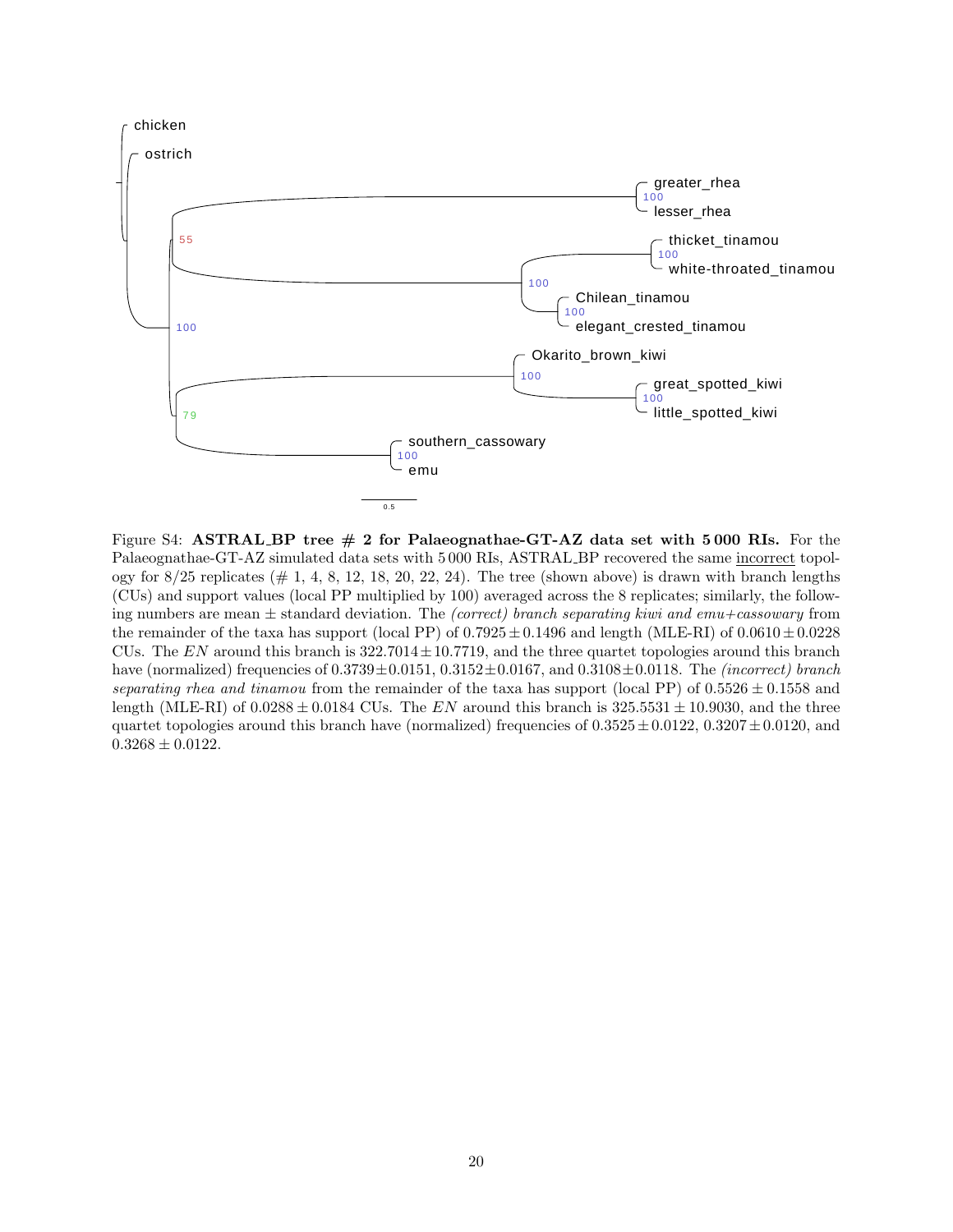Figure S4: **ASTRAL_BP tree # 2 for Palaeognathae-GT-AZ data set with 5 000 RIs.** For the Palaeognathae-GT-AZ simulated data sets with 5 000 RIs, ASTRAL_BP recovered the same incorrect topology for 8/25 replicates (# 1, 4, 8, 12, 18, 20, 22, 24). The tree (shown above) is drawn with branch lengths (CUs) and support values (local PP multiplied by 100) averaged across the 8 replicates; similarly, the following numbers are mean ± standard deviation. The *(correct) branch separating kiwi and emu+cassowary* from the remainder of the taxa has support (local PP) of $0.7925 \pm 0.1496$ and length (MLE-RI) of $0.0610 \pm 0.0228$ CUs. The $EN$ around this branch is $322.7014 \pm 10.7719$, and the three quartet topologies around this branch have (normalized) frequencies of $0.3739 \pm 0.0151$, $0.3152 \pm 0.0167$, and $0.3108 \pm 0.0118$. The *(incorrect) branch separating rhea and tinamou* from the remainder of the taxa has support (local PP) of $0.5526 \pm 0.1558$ and length (MLE-RI) of $0.0288 \pm 0.0184$ CUs. The $EN$ around this branch is $325.5531 \pm 10.9030$, and the three quartet topologies around this branch have (normalized) frequencies of $0.3525 \pm 0.0122$, $0.3207 \pm 0.0120$, and $0.3268 \pm 0.0122$.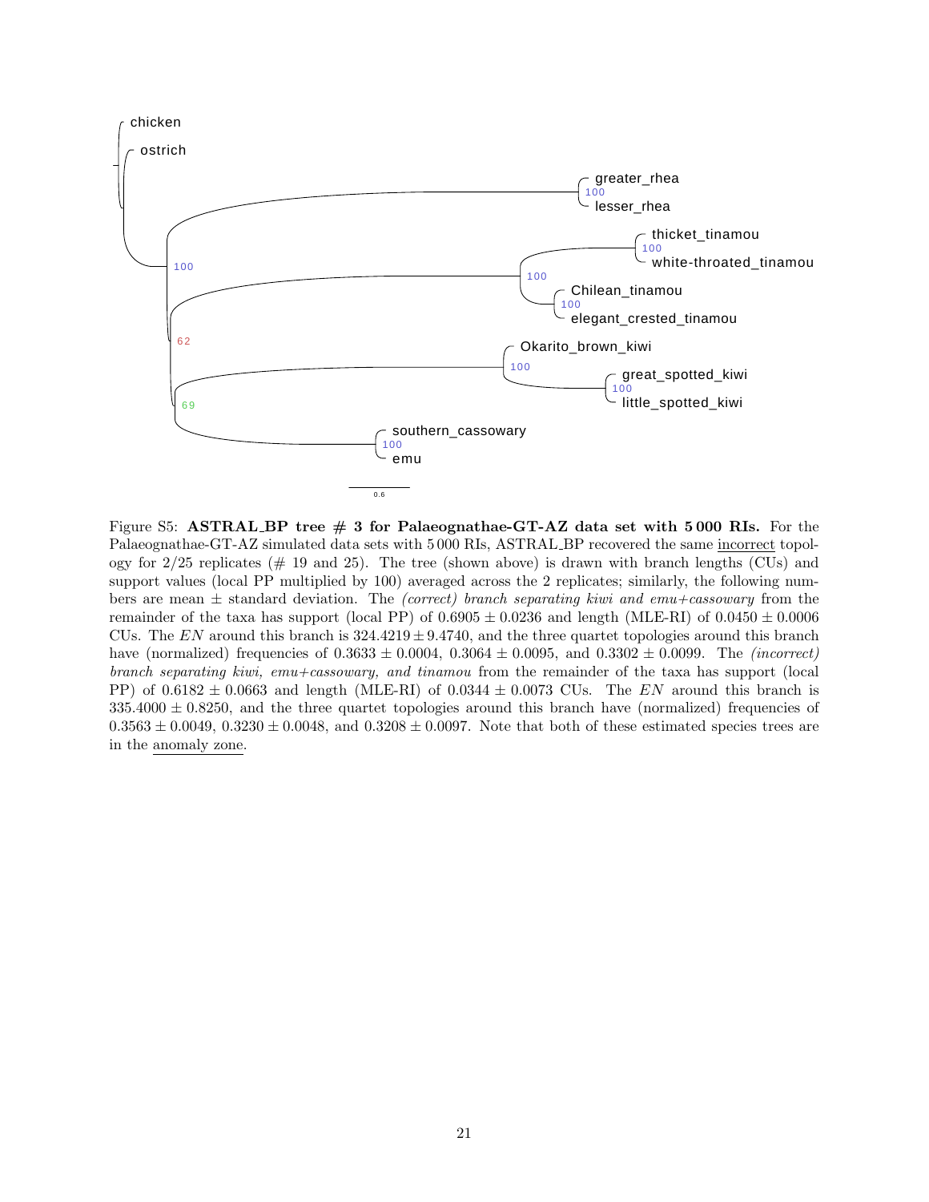Figure S5: **ASTRAL_BP tree # 3 for Palaeognathae-GT-AZ data set with 5 000 RIs.** For the Palaeognathae-GT-AZ simulated data sets with 5 000 RIs, ASTRAL_BP recovered the same incorrect topology for 2/25 replicates (# 19 and 25). The tree (shown above) is drawn with branch lengths (CUs) and support values (local PP multiplied by 100) averaged across the 2 replicates; similarly, the following numbers are mean ± standard deviation. The *(correct) branch separating kiwi and emu+cassowary* from the remainder of the taxa has support (local PP) of $0.6905 \pm 0.0236$ and length (MLE-RI) of $0.0450 \pm 0.0006$ CUs. The $EN$ around this branch is $324.4219 \pm 9.4740$, and the three quartet topologies around this branch have (normalized) frequencies of $0.3633 \pm 0.0004$, $0.3064 \pm 0.0095$, and $0.3302 \pm 0.0099$. The *(incorrect) branch separating kiwi, emu+cassowary, and tinamou* from the remainder of the taxa has support (local PP) of $0.6182 \pm 0.0663$ and length (MLE-RI) of $0.0344 \pm 0.0073$ CUs. The $EN$ around this branch is $335.4000 \pm 0.8250$, and the three quartet topologies around this branch have (normalized) frequencies of $0.3563 \pm 0.0049$, $0.3230 \pm 0.0048$, and $0.3208 \pm 0.0097$. Note that both of these estimated species trees are in the anomaly zone.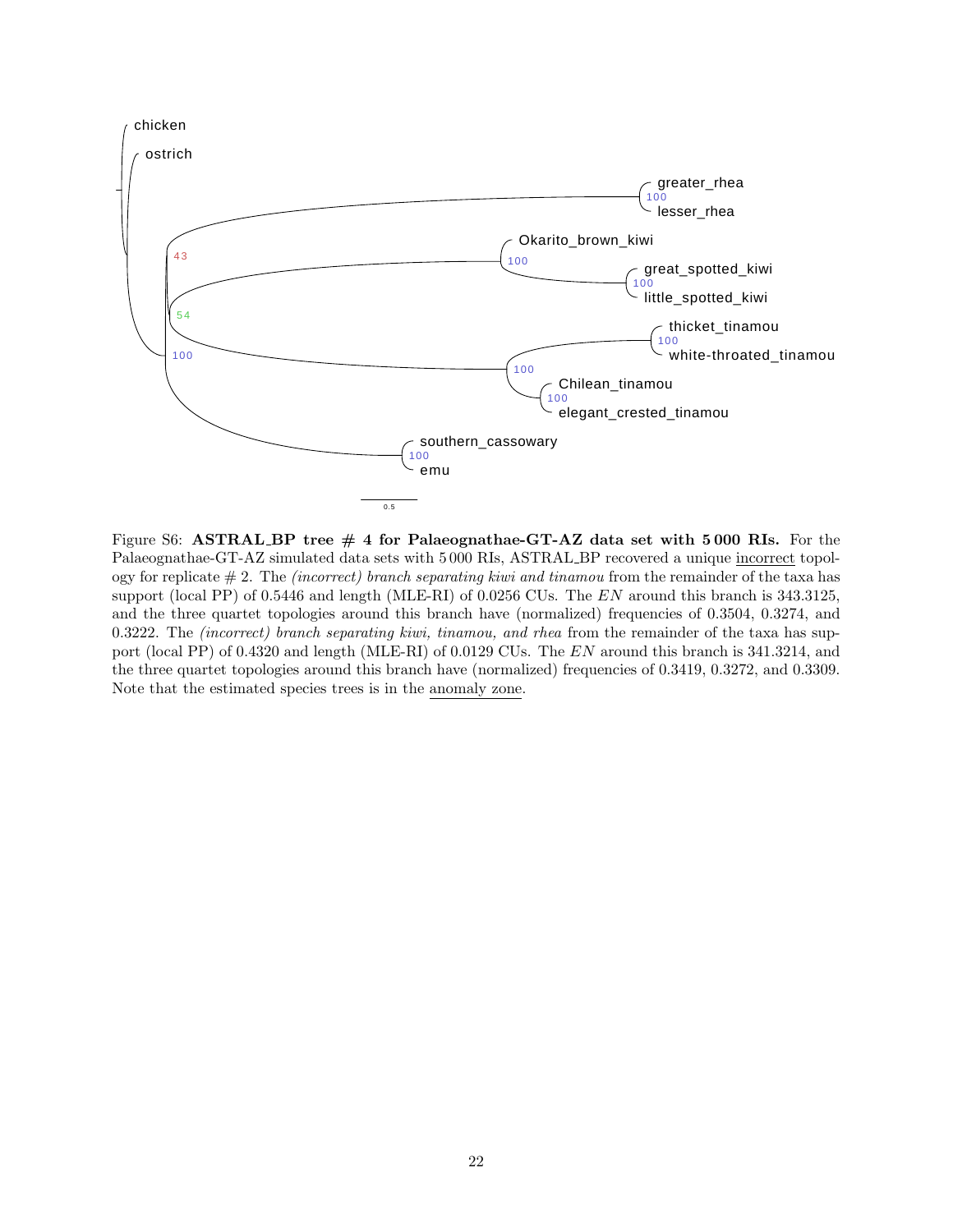Figure S6: **ASTRAL_BP tree # 4 for Palaeognathae-GT-AZ data set with 5 000 RIs.** For the Palaeognathae-GT-AZ simulated data sets with 5 000 RIs, ASTRAL_BP recovered a unique incorrect topology for replicate # 2. The *(incorrect) branch separating kiwi and tinamou* from the remainder of the taxa has support (local PP) of 0.5446 and length (MLE-RI) of 0.0256 CUs. The *EN* around this branch is 343.3125, and the three quartet topologies around this branch have (normalized) frequencies of 0.3504, 0.3274, and 0.3222. The *(incorrect) branch separating kiwi, tinamou, and rhea* from the remainder of the taxa has support (local PP) of 0.4320 and length (MLE-RI) of 0.0129 CUs. The *EN* around this branch is 341.3214, and the three quartet topologies around this branch have (normalized) frequencies of 0.3419, 0.3272, and 0.3309. Note that the estimated species trees is in the anomaly zone.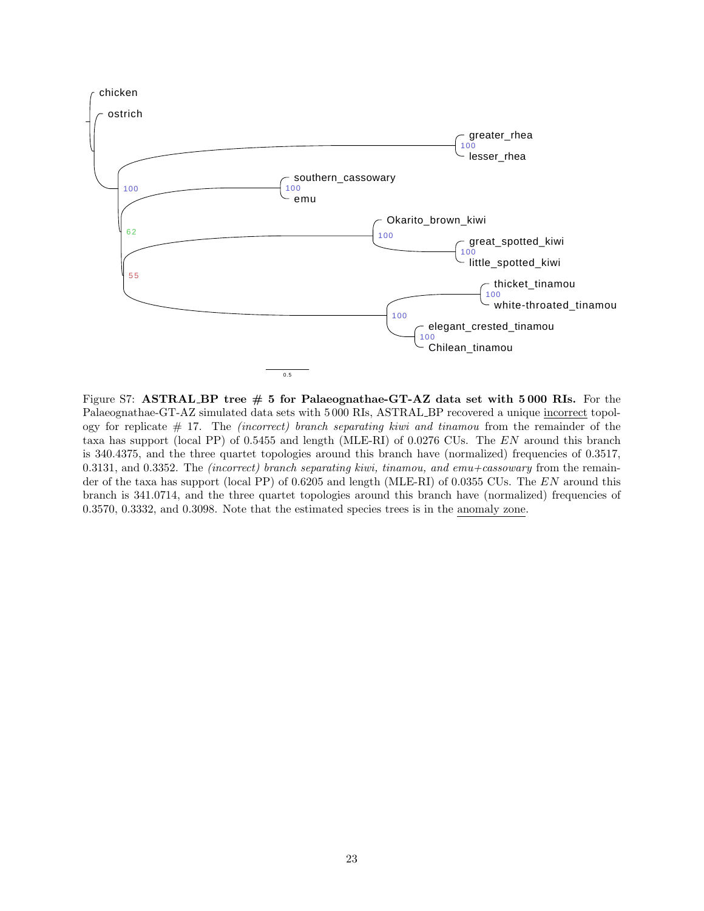Figure S7: **ASTRAL_BP tree # 5 for Palaeognathae-GT-AZ data set with 5 000 RIs.** For the Palaeognathae-GT-AZ simulated data sets with 5 000 RIs, ASTRAL_BP recovered a unique incorrect topology for replicate # 17. The *(incorrect) branch separating kiwi and tinamou* from the remainder of the taxa has support (local PP) of 0.5455 and length (MLE-RI) of 0.0276 CUs. The $EN$ around this branch is 340.4375, and the three quartet topologies around this branch have (normalized) frequencies of 0.3517, 0.3131, and 0.3352. The *(incorrect) branch separating kiwi, tinamou, and emu+cassowary* from the remainder of the taxa has support (local PP) of 0.6205 and length (MLE-RI) of 0.0355 CUs. The $EN$ around this branch is 341.0714, and the three quartet topologies around this branch have (normalized) frequencies of 0.3570, 0.3332, and 0.3098. Note that the estimated species trees is in the anomaly zone.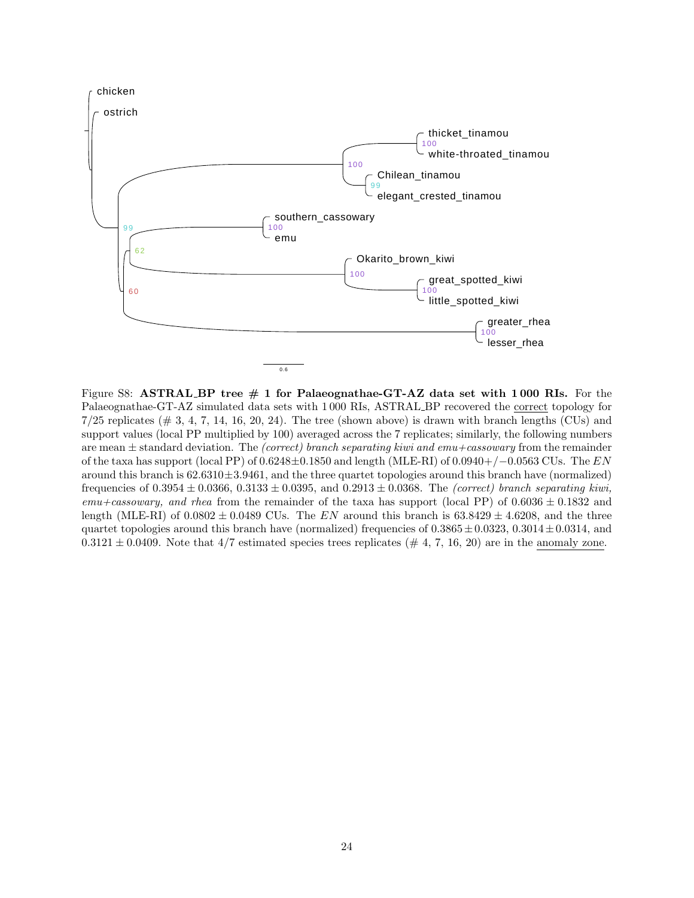Figure S8: **ASTRAL_BP tree # 1 for Palaeognathae-GT-AZ data set with 1 000 RIs.** For the Palaeognathae-GT-AZ simulated data sets with 1 000 RIs, ASTRAL_BP recovered the correct topology for 7/25 replicates (# 3, 4, 7, 14, 16, 20, 24). The tree (shown above) is drawn with branch lengths (CUs) and support values (local PP multiplied by 100) averaged across the 7 replicates; similarly, the following numbers are mean ± standard deviation. The *(correct) branch separating kiwi and emu+cassowary* from the remainder of the taxa has support (local PP) of $0.6248 \pm 0.1850$ and length (MLE-RI) of $0.0940 +/- 0.0563$ CUs. The $EN$ around this branch is $62.6310 \pm 3.9461$, and the three quartet topologies around this branch have (normalized) frequencies of $0.3954 \pm 0.0366$, $0.3133 \pm 0.0395$, and $0.2913 \pm 0.0368$. The *(correct) branch separating kiwi, emu+cassowary, and rhea* from the remainder of the taxa has support (local PP) of $0.6036 \pm 0.1832$ and length (MLE-RI) of $0.0802 \pm 0.0489$ CUs. The $EN$ around this branch is $63.8429 \pm 4.6208$, and the three quartet topologies around this branch have (normalized) frequencies of $0.3865 \pm 0.0323$, $0.3014 \pm 0.0314$, and $0.3121 \pm 0.0409$. Note that 4/7 estimated species trees replicates (# 4, 7, 16, 20) are in the anomaly zone.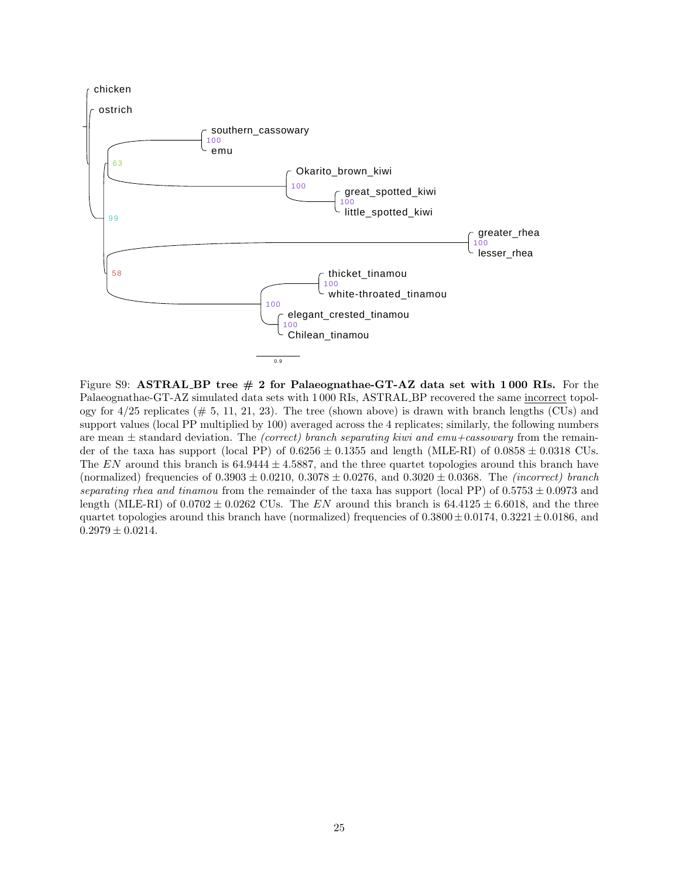Figure S9: **ASTRAL_BP tree # 2 for Palaeognathae-GT-AZ data set with 1 000 RIs.** For the Palaeognathae-GT-AZ simulated data sets with 1 000 RIs, ASTRAL_BP recovered the same incorrect topology for 4/25 replicates (# 5, 11, 21, 23). The tree (shown above) is drawn with branch lengths (CUs) and support values (local PP multiplied by 100) averaged across the 4 replicates; similarly, the following numbers are mean ± standard deviation. The *(correct) branch separating kiwi and emu+cassowary* from the remainder of the taxa has support (local PP) of $0.6256 \pm 0.1355$ and length (MLE-RI) of $0.0858 \pm 0.0318$ CUs. The $EN$ around this branch is $64.9444 \pm 4.5887$, and the three quartet topologies around this branch have (normalized) frequencies of $0.3903 \pm 0.0210$, $0.3078 \pm 0.0276$, and $0.3020 \pm 0.0368$. The *(incorrect) branch separating rhea and tinamou* from the remainder of the taxa has support (local PP) of $0.5753 \pm 0.0973$ and length (MLE-RI) of $0.0702 \pm 0.0262$ CUs. The $EN$ around this branch is $64.4125 \pm 6.6018$, and the three quartet topologies around this branch have (normalized) frequencies of $0.3800 \pm 0.0174$, $0.3221 \pm 0.0186$, and $0.2979 \pm 0.0214$.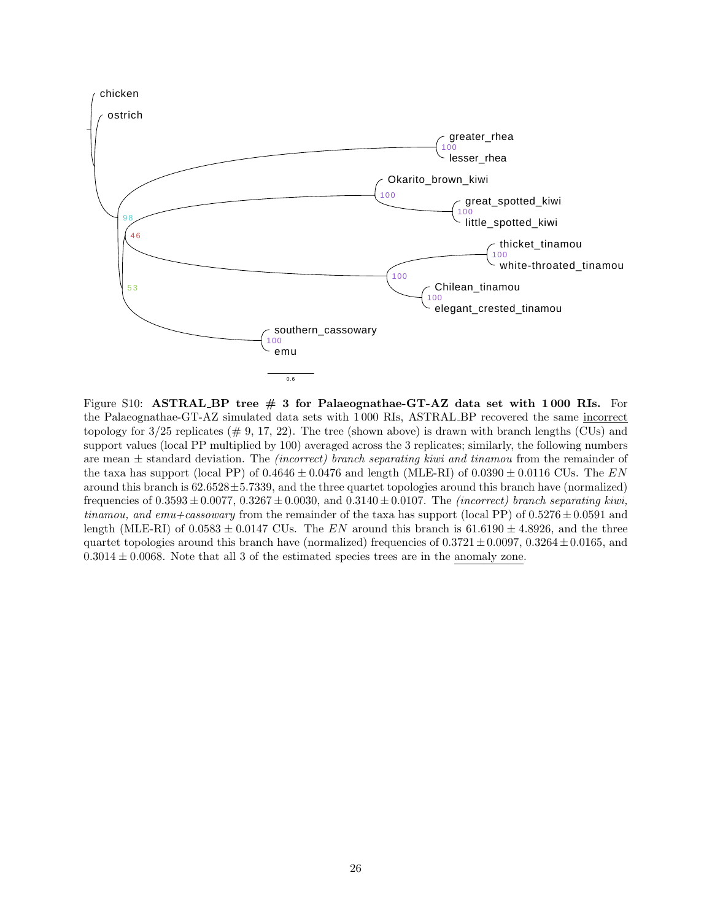Figure S10: **ASTRAL_BP tree # 3 for Palaeognathae-GT-AZ data set with 1 000 RIs.** For the Palaeognathae-GT-AZ simulated data sets with 1 000 RIs, ASTRAL_BP recovered the same incorrect topology for 3/25 replicates (# 9, 17, 22). The tree (shown above) is drawn with branch lengths (CUs) and support values (local PP multiplied by 100) averaged across the 3 replicates; similarly, the following numbers are mean ± standard deviation. The *(incorrect) branch separating kiwi and tinamou* from the remainder of the taxa has support (local PP) of $0.4646 \pm 0.0476$ and length (MLE-RI) of $0.0390 \pm 0.0116$ CUs. The $EN$ around this branch is $62.6528 \pm 5.7339$, and the three quartet topologies around this branch have (normalized) frequencies of $0.3593 \pm 0.0077$, $0.3267 \pm 0.0030$, and $0.3140 \pm 0.0107$. The *(incorrect) branch separating kiwi, tinamou, and emu+cassowary* from the remainder of the taxa has support (local PP) of $0.5276 \pm 0.0591$ and length (MLE-RI) of $0.0583 \pm 0.0147$ CUs. The $EN$ around this branch is $61.6190 \pm 4.8926$, and the three quartet topologies around this branch have (normalized) frequencies of $0.3721 \pm 0.0097$, $0.3264 \pm 0.0165$, and $0.3014 \pm 0.0068$. Note that all 3 of the estimated species trees are in the anomaly zone.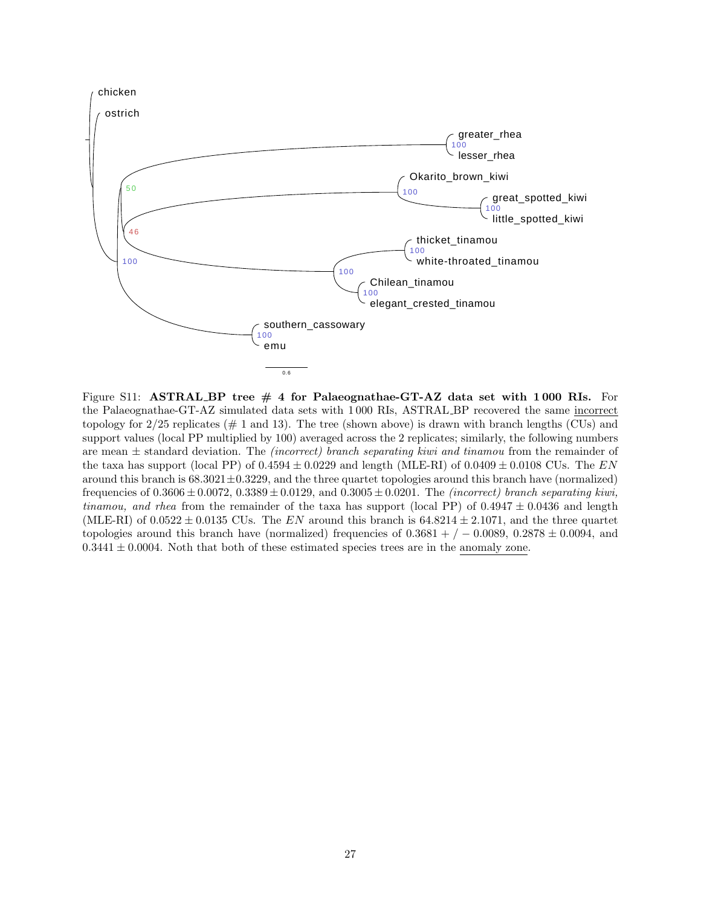Figure S11: **ASTRAL_BP tree # 4 for Palaeognathae-GT-AZ data set with 1 000 RIs.** For the Palaeognathae-GT-AZ simulated data sets with 1 000 RIs, ASTRAL_BP recovered the same incorrect topology for 2/25 replicates (# 1 and 13). The tree (shown above) is drawn with branch lengths (CUs) and support values (local PP multiplied by 100) averaged across the 2 replicates; similarly, the following numbers are mean $\pm$ standard deviation. The *(incorrect) branch separating kiwi and tinamou* from the remainder of the taxa has support (local PP) of $0.4594 \pm 0.0229$ and length (MLE-RI) of $0.0409 \pm 0.0108$ CUs. The $EN$ around this branch is $68.3021 \pm 0.3229$, and the three quartet topologies around this branch have (normalized) frequencies of $0.3606 \pm 0.0072$, $0.3389 \pm 0.0129$, and $0.3005 \pm 0.0201$. The *(incorrect) branch separating kiwi, tinamou, and rhea* from the remainder of the taxa has support (local PP) of $0.4947 \pm 0.0436$ and length (MLE-RI) of $0.0522 \pm 0.0135$ CUs. The $EN$ around this branch is $64.8214 \pm 2.1071$, and the three quartet topologies around this branch have (normalized) frequencies of $0.3681 + / - 0.0089$, $0.2878 \pm 0.0094$, and $0.3441 \pm 0.0004$. Noth that both of these estimated species trees are in the anomaly zone.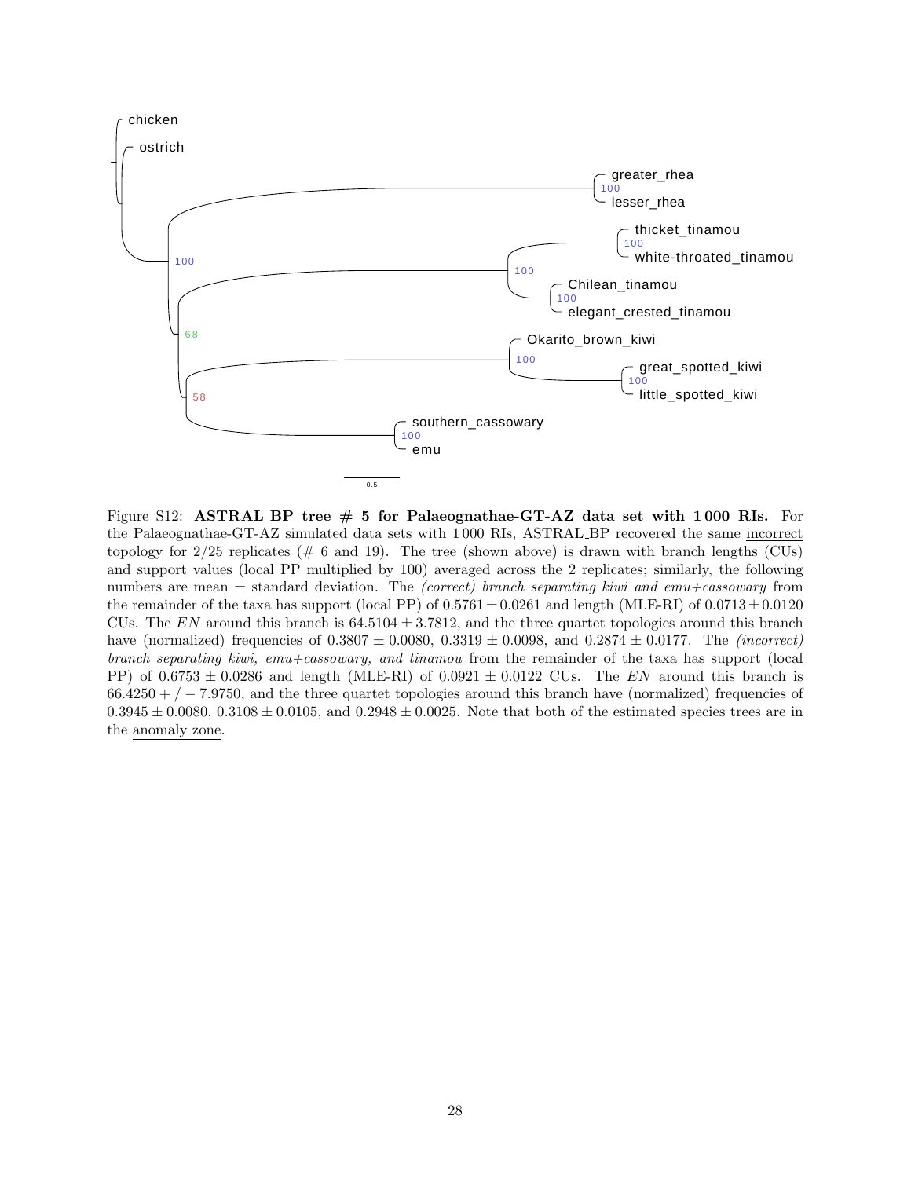Figure S12: **ASTRAL_BP tree # 5 for Palaeognathae-GT-AZ data set with 1 000 RIs.** For the Palaeognathae-GT-AZ simulated data sets with 1 000 RIs, ASTRAL_BP recovered the same incorrect topology for 2/25 replicates (# 6 and 19). The tree (shown above) is drawn with branch lengths (CUs) and support values (local PP multiplied by 100) averaged across the 2 replicates; similarly, the following numbers are mean ± standard deviation. The *(correct) branch separating kiwi and emu+cassowary* from the remainder of the taxa has support (local PP) of $0.5761 \pm 0.0261$ and length (MLE-RI) of $0.0713 \pm 0.0120$ CUs. The $EN$ around this branch is $64.5104 \pm 3.7812$, and the three quartet topologies around this branch have (normalized) frequencies of $0.3807 \pm 0.0080$, $0.3319 \pm 0.0098$, and $0.2874 \pm 0.0177$. The *(incorrect) branch separating kiwi, emu+cassowary, and tinamou* from the remainder of the taxa has support (local PP) of $0.6753 \pm 0.0286$ and length (MLE-RI) of $0.0921 \pm 0.0122$ CUs. The $EN$ around this branch is $66.4250 + / - 7.9750$, and the three quartet topologies around this branch have (normalized) frequencies of $0.3945 \pm 0.0080$, $0.3108 \pm 0.0105$, and $0.2948 \pm 0.0025$. Note that both of the estimated species trees are in the anomaly zone.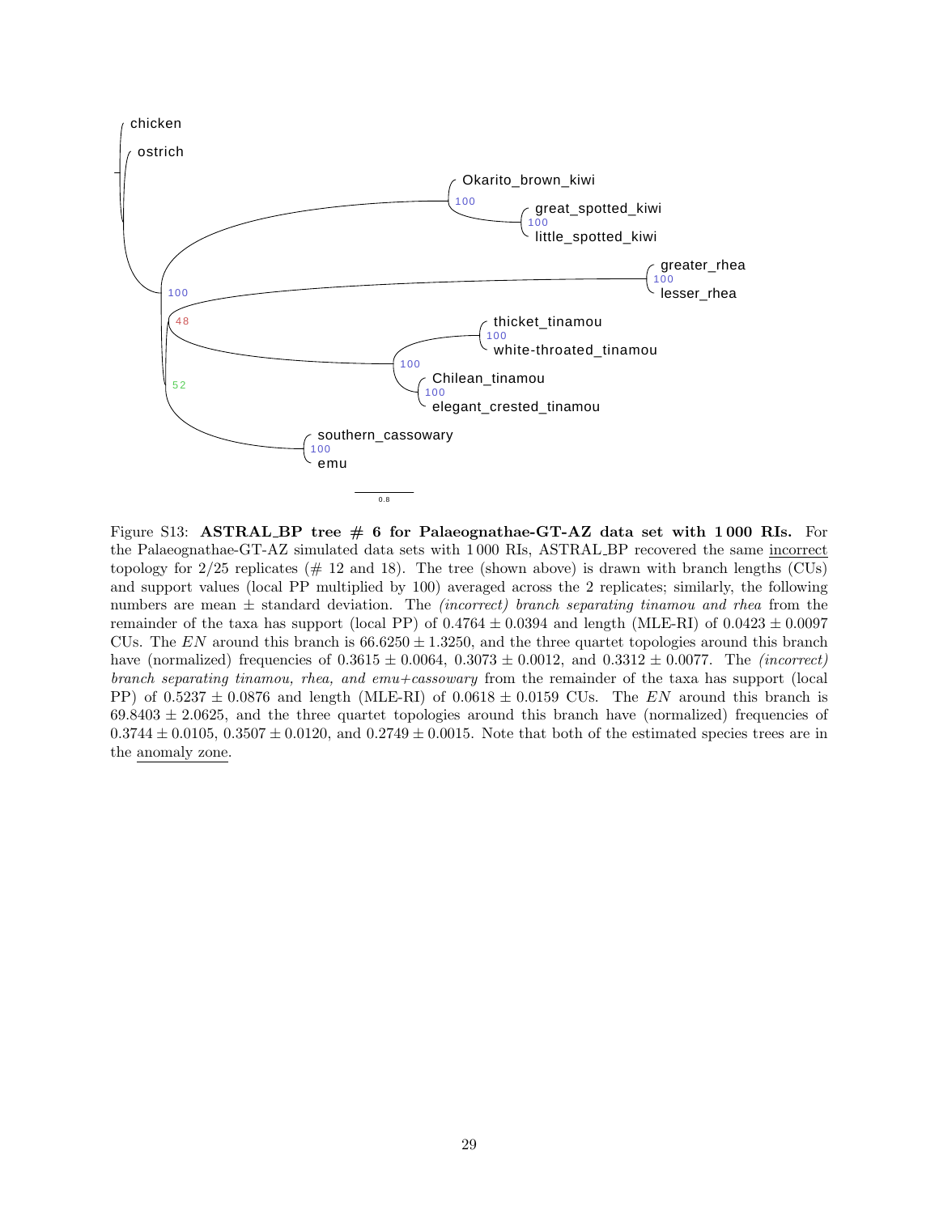chicken

ostrich

Okarito_brown_kiwi

great_spotted_kiwi

little_spotted_kiwi

greater_rhea

lesser_rhea

thicket_tinamou

white-throated_tinamou

Chilean_tinamou

elegant_crested_tinamou

southern_cassowary

emu

0.8

Figure S13: **ASTRAL_BP tree # 6 for Palaeognathae-GT-AZ data set with 1 000 RIs.** For the Palaeognathae-GT-AZ simulated data sets with 1 000 RIs, ASTRAL_BP recovered the same incorrect topology for 2/25 replicates (# 12 and 18). The tree (shown above) is drawn with branch lengths (CUs) and support values (local PP multiplied by 100) averaged across the 2 replicates; similarly, the following numbers are mean $\pm$ standard deviation. The *(incorrect) branch separating tinamou and rhea* from the remainder of the taxa has support (local PP) of $0.4764 \pm 0.0394$ and length (MLE-RI) of $0.0423 \pm 0.0097$ CUs. The $EN$ around this branch is $66.6250 \pm 1.3250$, and the three quartet topologies around this branch have (normalized) frequencies of $0.3615 \pm 0.0064$, $0.3073 \pm 0.0012$, and $0.3312 \pm 0.0077$. The *(incorrect) branch separating tinamou, rhea, and emu+cassowary* from the remainder of the taxa has support (local PP) of $0.5237 \pm 0.0876$ and length (MLE-RI) of $0.0618 \pm 0.0159$ CUs. The $EN$ around this branch is $69.8403 \pm 2.0625$, and the three quartet topologies around this branch have (normalized) frequencies of $0.3744 \pm 0.0105$, $0.3507 \pm 0.0120$, and $0.2749 \pm 0.0015$. Note that both of the estimated species trees are in the anomaly zone.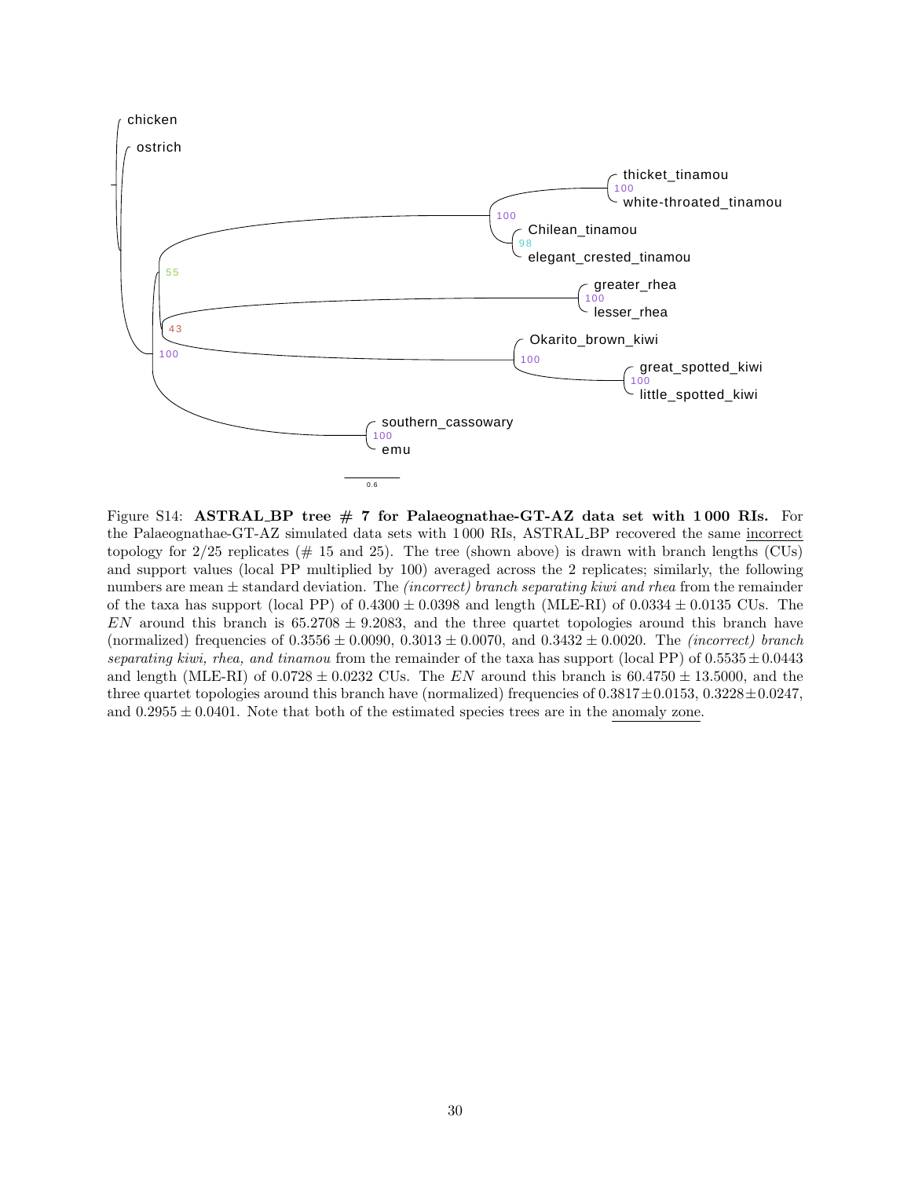Figure S14: **ASTRAL_BP tree # 7 for Palaeognathae-GT-AZ data set with 1 000 RIs.** For the Palaeognathae-GT-AZ simulated data sets with 1 000 RIs, ASTRAL_BP recovered the same incorrect topology for 2/25 replicates (# 15 and 25). The tree (shown above) is drawn with branch lengths (CUs) and support values (local PP multiplied by 100) averaged across the 2 replicates; similarly, the following numbers are mean ± standard deviation. The *(incorrect) branch separating kiwi and rhea* from the remainder of the taxa has support (local PP) of $0.4300 \pm 0.0398$ and length (MLE-RI) of $0.0334 \pm 0.0135$ CUs. The $EN$ around this branch is $65.2708 \pm 9.2083$, and the three quartet topologies around this branch have (normalized) frequencies of $0.3556 \pm 0.0090$, $0.3013 \pm 0.0070$, and $0.3432 \pm 0.0020$. The *(incorrect) branch separating kiwi, rhea, and tinamou* from the remainder of the taxa has support (local PP) of $0.5535 \pm 0.0443$ and length (MLE-RI) of $0.0728 \pm 0.0232$ CUs. The $EN$ around this branch is $60.4750 \pm 13.5000$, and the three quartet topologies around this branch have (normalized) frequencies of $0.3817 \pm 0.0153$, $0.3228 \pm 0.0247$, and $0.2955 \pm 0.0401$. Note that both of the estimated species trees are in the anomaly zone.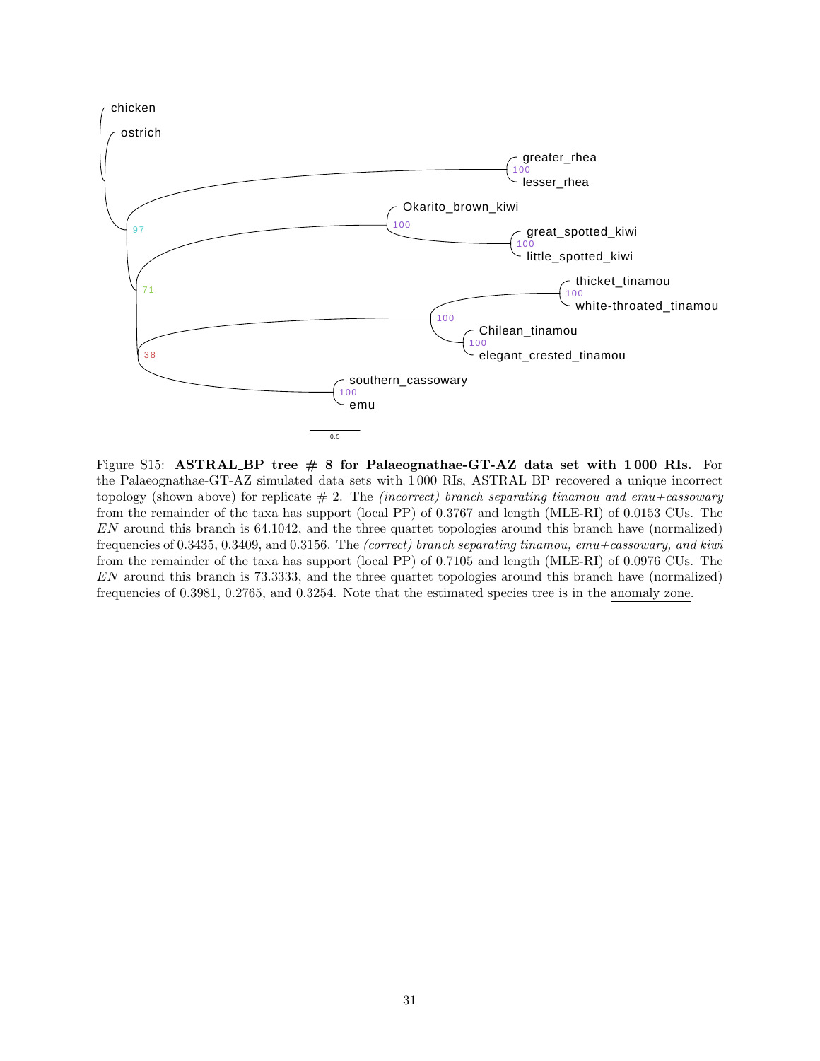Figure S15: **ASTRAL_BP tree # 8 for Palaeognathae-GT-AZ data set with 1 000 RIs.** For the Palaeognathae-GT-AZ simulated data sets with 1 000 RIs, ASTRAL_BP recovered a unique incorrect topology (shown above) for replicate # 2. The *(incorrect) branch separating tinamou and emu+cassowary* from the remainder of the taxa has support (local PP) of 0.3767 and length (MLE-RI) of 0.0153 CUs. The $EN$ around this branch is 64.1042, and the three quartet topologies around this branch have (normalized) frequencies of 0.3435, 0.3409, and 0.3156. The *(correct) branch separating tinamou, emu+cassowary, and kiwi* from the remainder of the taxa has support (local PP) of 0.7105 and length (MLE-RI) of 0.0976 CUs. The $EN$ around this branch is 73.3333, and the three quartet topologies around this branch have (normalized) frequencies of 0.3981, 0.2765, and 0.3254. Note that the estimated species tree is in the anomaly zone.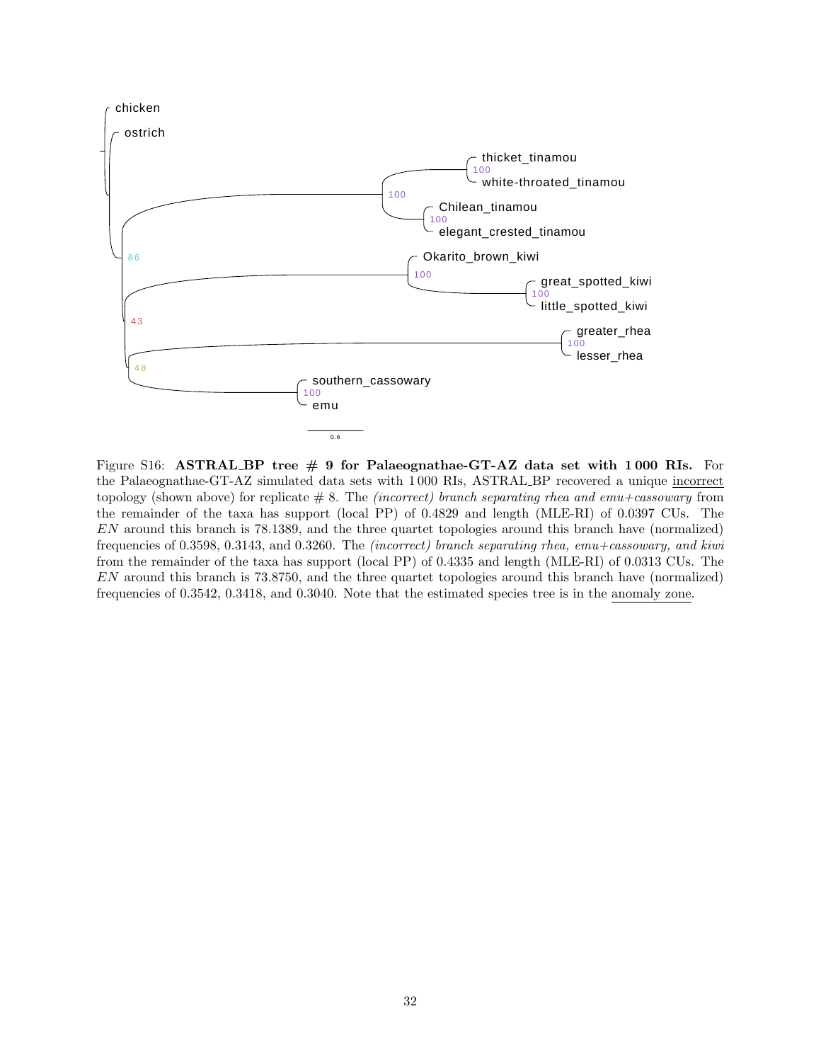Figure S16: **ASTRAL_BP tree # 9 for Palaeognathae-GT-AZ data set with 1 000 RIs.** For the Palaeognathae-GT-AZ simulated data sets with 1 000 RIs, ASTRAL_BP recovered a unique incorrect topology (shown above) for replicate # 8. The *(incorrect) branch separating rhea and emu+cassowary* from the remainder of the taxa has support (local PP) of 0.4829 and length (MLE-RI) of 0.0397 CUs. The $EN$ around this branch is 78.1389, and the three quartet topologies around this branch have (normalized) frequencies of 0.3598, 0.3143, and 0.3260. The *(incorrect) branch separating rhea, emu+cassowary, and kiwi* from the remainder of the taxa has support (local PP) of 0.4335 and length (MLE-RI) of 0.0313 CUs. The $EN$ around this branch is 73.8750, and the three quartet topologies around this branch have (normalized) frequencies of 0.3542, 0.3418, and 0.3040. Note that the estimated species tree is in the anomaly zone.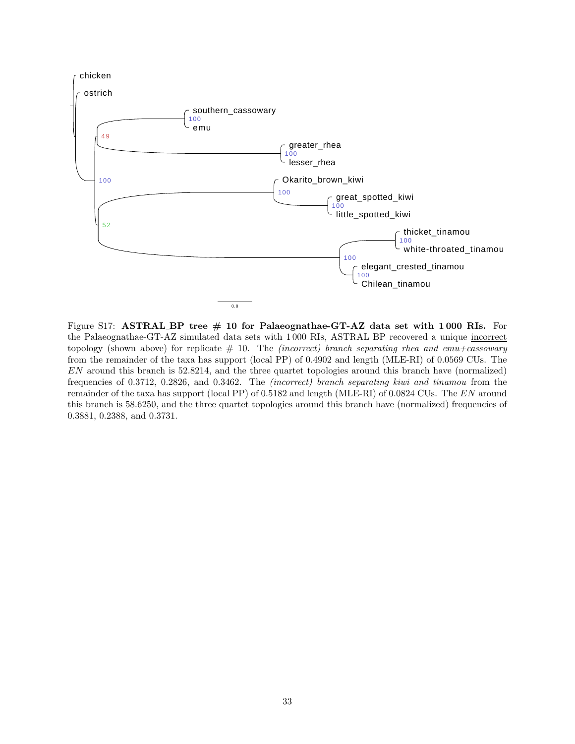Figure S17: **ASTRAL_BP tree # 10 for Palaeognathae-GT-AZ data set with 1 000 RIs.** For the Palaeognathae-GT-AZ simulated data sets with 1 000 RIs, ASTRAL_BP recovered a unique incorrect topology (shown above) for replicate # 10. The *(incorrect) branch separating rhea and emu+cassowary* from the remainder of the taxa has support (local PP) of 0.4902 and length (MLE-RI) of 0.0569 CUs. The *EN* around this branch is 52.8214, and the three quartet topologies around this branch have (normalized) frequencies of 0.3712, 0.2826, and 0.3462. The *(incorrect) branch separating kiwi and tinamou* from the remainder of the taxa has support (local PP) of 0.5182 and length (MLE-RI) of 0.0824 CUs. The *EN* around this branch is 58.6250, and the three quartet topologies around this branch have (normalized) frequencies of 0.3881, 0.2388, and 0.3731.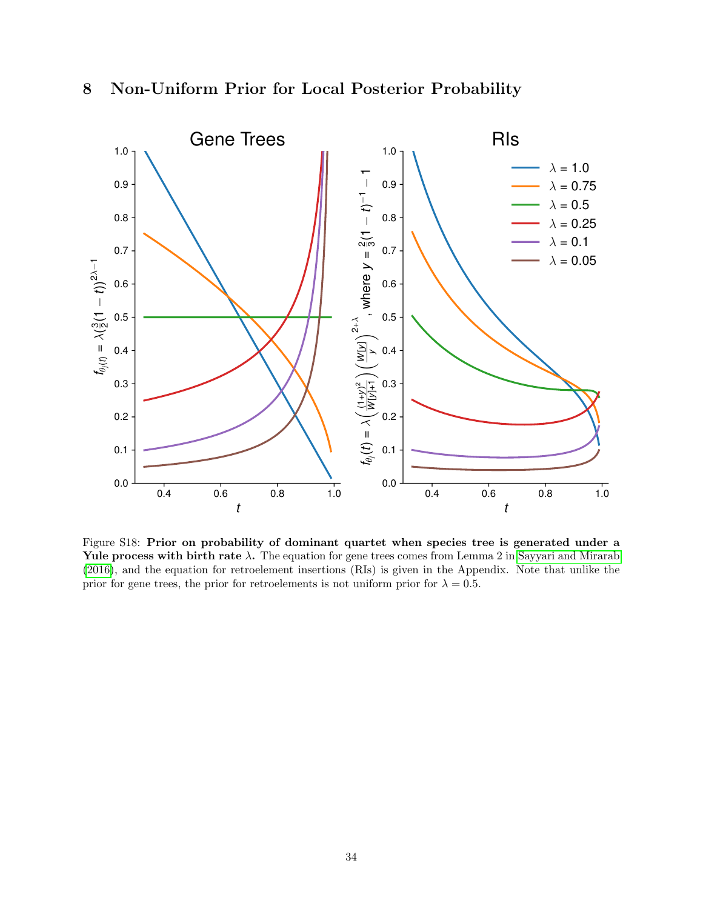## 8 Non-Uniform Prior for Local Posterior Probability

Figure S18: **Prior on probability of dominant quartet when species tree is generated under a Yule process with birth rate $\lambda$.** The equation for gene trees comes from Lemma 2 in Sayyari and Mirarab (2016), and the equation for retroelement insertions (RIs) is given in the Appendix. Note that unlike the prior for gene trees, the prior for retroelements is not uniform prior for $\lambda = 0.5$.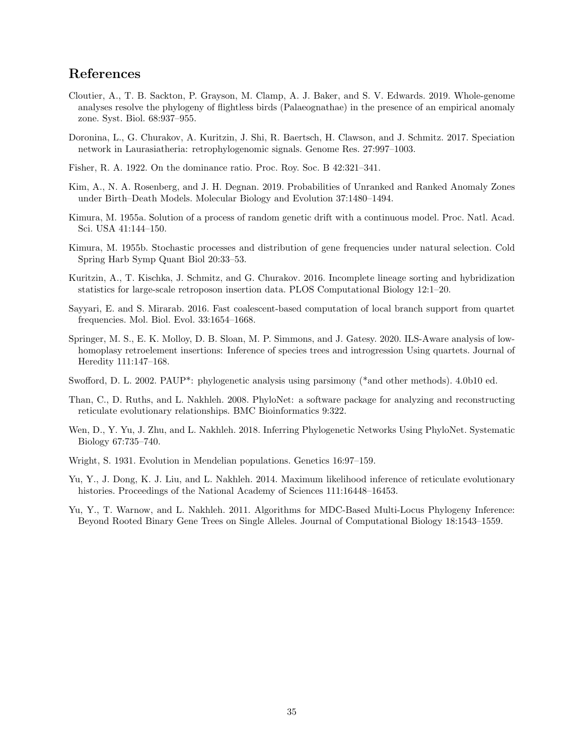## References

Cloutier, A., T. B. Sackton, P. Grayson, M. Clamp, A. J. Baker, and S. V. Edwards. 2019. Whole-genome analyses resolve the phylogeny of flightless birds (Palaeognathae) in the presence of an empirical anomaly zone. Syst. Biol. 68:937–955.

Doronina, L., G. Churakov, A. Kuritzin, J. Shi, R. Baertsch, H. Clawson, and J. Schmitz. 2017. Speciation network in Laurasiatheria: retrophylogenomic signals. Genome Res. 27:997–1003.

Fisher, R. A. 1922. On the dominance ratio. Proc. Roy. Soc. B 42:321–341.

Kim, A., N. A. Rosenberg, and J. H. Degnan. 2019. Probabilities of Unranked and Ranked Anomaly Zones under Birth–Death Models. Molecular Biology and Evolution 37:1480–1494.

Kimura, M. 1955a. Solution of a process of random genetic drift with a continuous model. Proc. Natl. Acad. Sci. USA 41:144–150.

Kimura, M. 1955b. Stochastic processes and distribution of gene frequencies under natural selection. Cold Spring Harb Symp Quant Biol 20:33–53.

Kuritzin, A., T. Kischka, J. Schmitz, and G. Churakov. 2016. Incomplete lineage sorting and hybridization statistics for large-scale retroposon insertion data. PLOS Computational Biology 12:1–20.

Sayyari, E. and S. Mirarab. 2016. Fast coalescent-based computation of local branch support from quartet frequencies. Mol. Biol. Evol. 33:1654–1668.

Springer, M. S., E. K. Molloy, D. B. Sloan, M. P. Simmons, and J. Gatesy. 2020. ILS-Aware analysis of low-homoplasy retroelement insertions: Inference of species trees and introgression Using quartets. Journal of Heredity 111:147–168.

Swofford, D. L. 2002. PAUP*: phylogenetic analysis using parsimony (*and other methods). 4.0b10 ed.

Than, C., D. Ruths, and L. Nakhleh. 2008. PhyloNet: a software package for analyzing and reconstructing reticulate evolutionary relationships. BMC Bioinformatics 9:322.

Wen, D., Y. Yu, J. Zhu, and L. Nakhleh. 2018. Inferring Phylogenetic Networks Using PhyloNet. Systematic Biology 67:735–740.

Wright, S. 1931. Evolution in Mendelian populations. Genetics 16:97–159.

Yu, Y., J. Dong, K. J. Liu, and L. Nakhleh. 2014. Maximum likelihood inference of reticulate evolutionary histories. Proceedings of the National Academy of Sciences 111:16448–16453.

Yu, Y., T. Warnow, and L. Nakhleh. 2011. Algorithms for MDC-Based Multi-Locus Phylogeny Inference: Beyond Rooted Binary Gene Trees on Single Alleles. Journal of Computational Biology 18:1543–1559.